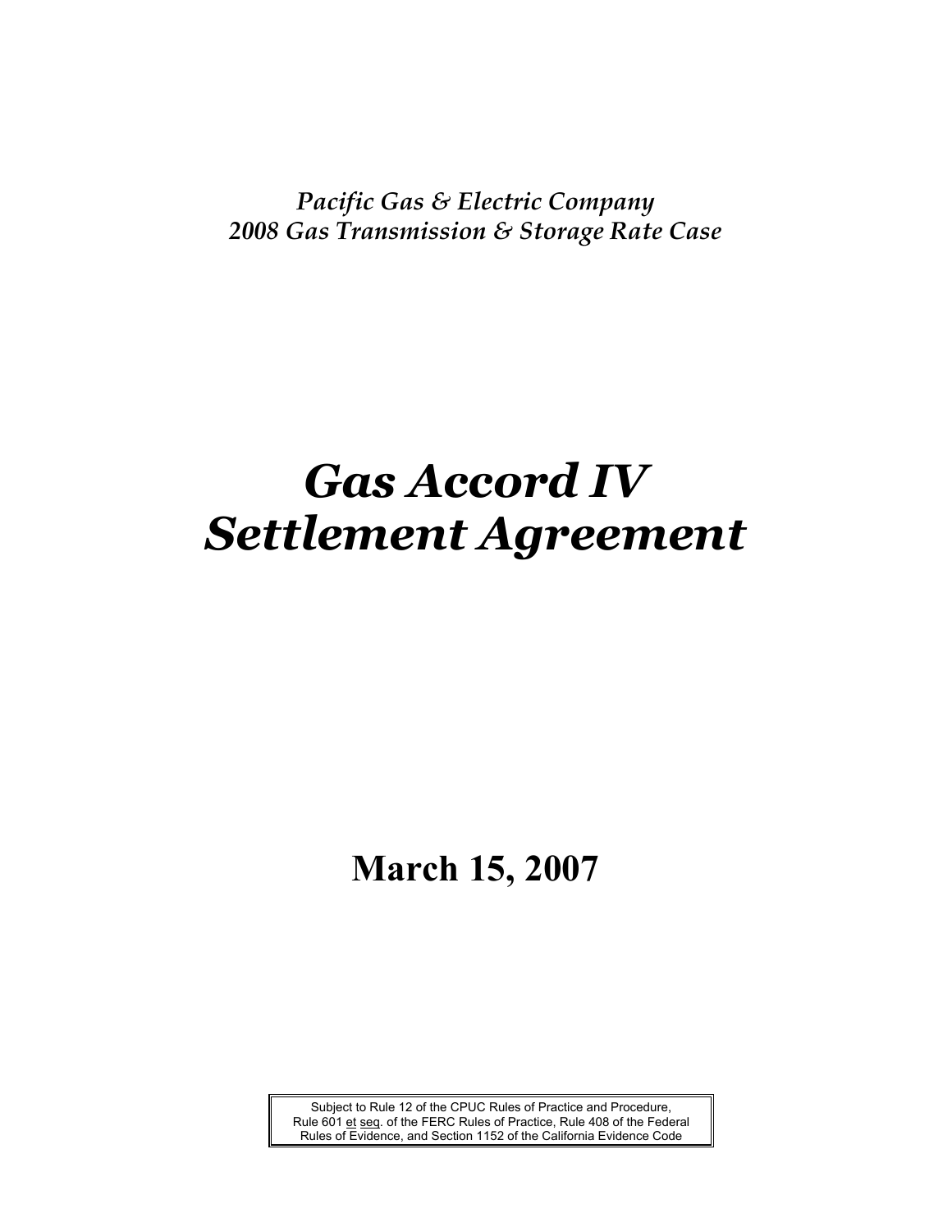*Pacific Gas & Electric Company*
*2008 Gas Transmission & Storage Rate Case*

# *Gas Accord IV Settlement Agreement*

## March 15, 2007

Subject to Rule 12 of the CPUC Rules of Practice and Procedure, Rule 601 et seq. of the FERC Rules of Practice, Rule 408 of the Federal Rules of Evidence, and Section 1152 of the California Evidence Code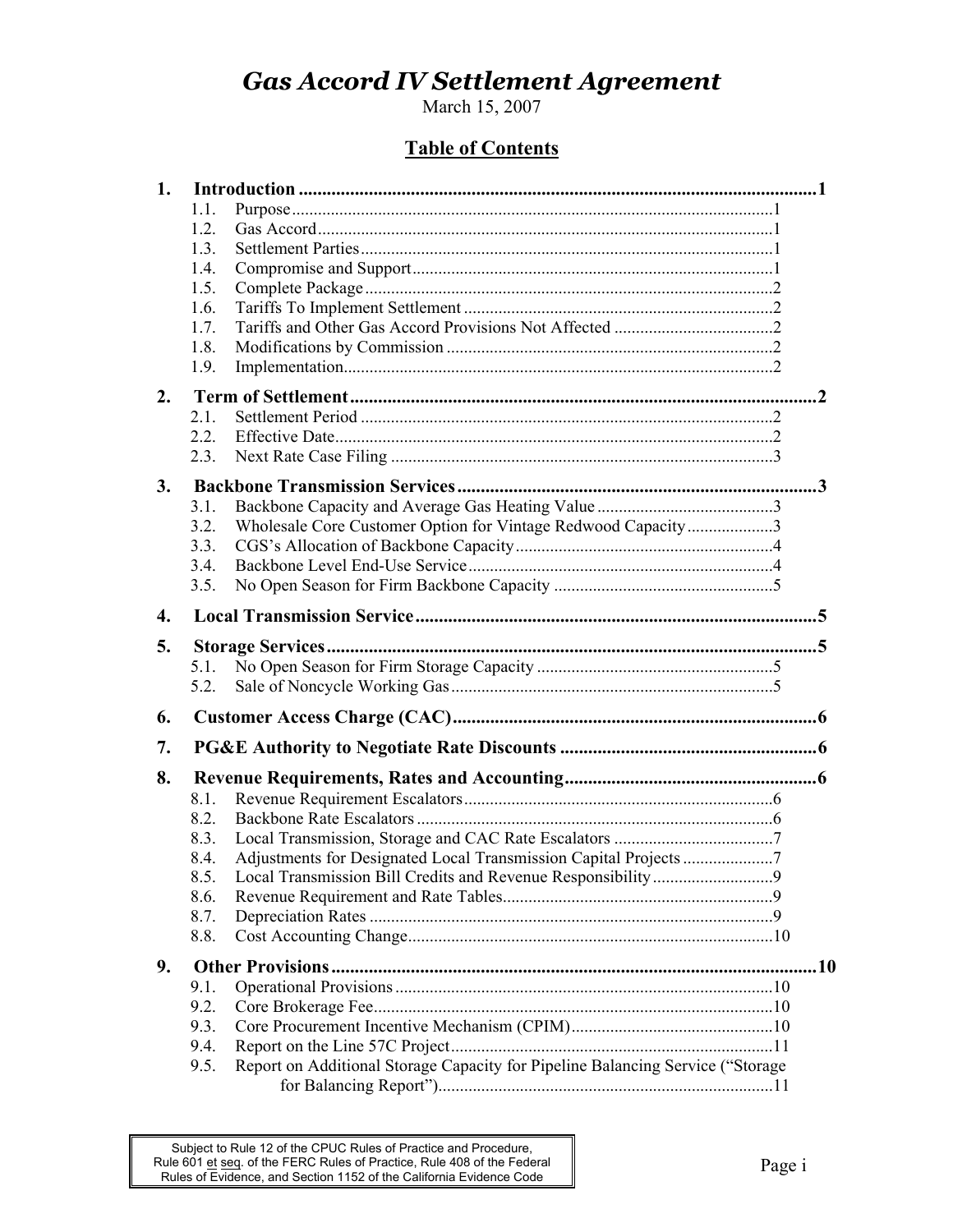# *Gas Accord IV Settlement Agreement*

March 15, 2007

## Table of Contents

**1. Introduction** ....................................................................................................... **1**

- 1.1. Purpose ....................................................................................................... 1
- 1.2. Gas Accord ................................................................................................... 1
- 1.3. Settlement Parties ......................................................................................... 1
- 1.4. Compromise and Support ............................................................................... 1
- 1.5. Complete Package .......................................................................................... 2
- 1.6. Tariffs To Implement Settlement ...................................................................... 2
- 1.7. Tariffs and Other Gas Accord Provisions Not Affected ......................................... 2
- 1.8. Modifications by Commission .......................................................................... 2
- 1.9. Implementation .............................................................................................. 2

**2. Term of Settlement** ............................................................................................. **2**

- 2.1. Settlement Period ........................................................................................... 2
- 2.2. Effective Date ................................................................................................ 2
- 2.3. Next Rate Case Filing ..................................................................................... 3

**3. Backbone Transmission Services** ......................................................................... **3**

- 3.1. Backbone Capacity and Average Gas Heating Value ............................................ 3
- 3.2. Wholesale Core Customer Option for Vintage Redwood Capacity .......................... 3
- 3.3. CGS's Allocation of Backbone Capacity ............................................................. 4
- 3.4. Backbone Level End-Use Service ...................................................................... 4
- 3.5. No Open Season for Firm Backbone Capacity ..................................................... 5

**4. Local Transmission Service** .................................................................................. **5**

**5. Storage Services** ................................................................................................. **5**

- 5.1. No Open Season for Firm Storage Capacity ........................................................ 5
- 5.2. Sale of Noncycle Working Gas .......................................................................... 5

**6. Customer Access Charge (CAC)** ........................................................................... **6**

**7. PG&E Authority to Negotiate Rate Discounts** ......................................................... **6**

**8. Revenue Requirements, Rates and Accounting** ....................................................... **6**

- 8.1. Revenue Requirement Escalators ...................................................................... 6
- 8.2. Backbone Rate Escalators ................................................................................ 6
- 8.3. Local Transmission, Storage and CAC Rate Escalators ......................................... 7
- 8.4. Adjustments for Designated Local Transmission Capital Projects .......................... 7
- 8.5. Local Transmission Bill Credits and Revenue Responsibility ................................. 9
- 8.6. Revenue Requirement and Rate Tables .............................................................. 9
- 8.7. Depreciation Rates .......................................................................................... 9
- 8.8. Cost Accounting Change .................................................................................. 10

**9. Other Provisions** ................................................................................................. **10**

- 9.1. Operational Provisions ..................................................................................... 10
- 9.2. Core Brokerage Fee ......................................................................................... 10
- 9.3. Core Procurement Incentive Mechanism (CPIM) .................................................. 10
- 9.4. Report on the Line 57C Project .......................................................................... 11
- 9.5. Report on Additional Storage Capacity for Pipeline Balancing Service ("Storage for Balancing Report") ............................................................................. 11

Subject to Rule 12 of the CPUC Rules of Practice and Procedure, Rule 601 et seq. of the FERC Rules of Practice, Rule 408 of the Federal Rules of Evidence, and Section 1152 of the California Evidence Code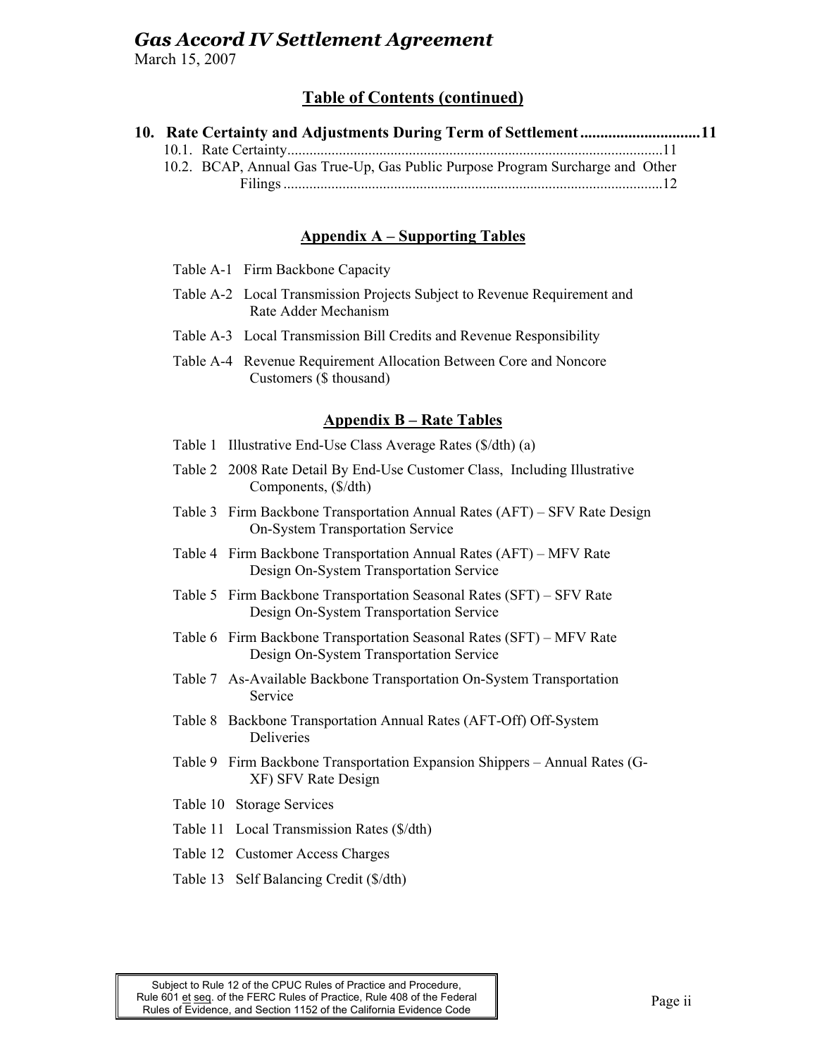## Table of Contents (continued)

**10. Rate Certainty and Adjustments During Term of Settlement .............................11**

10.1. Rate Certainty.....................................................................................................11

10.2. BCAP, Annual Gas True-Up, Gas Public Purpose Program Surcharge and Other Filings .......................................................................................................12

## Appendix A – Supporting Tables

Table A-1 Firm Backbone Capacity

Table A-2 Local Transmission Projects Subject to Revenue Requirement and Rate Adder Mechanism

Table A-3 Local Transmission Bill Credits and Revenue Responsibility

Table A-4 Revenue Requirement Allocation Between Core and Noncore Customers ($ thousand)

## Appendix B – Rate Tables

Table 1 Illustrative End-Use Class Average Rates ($/dth) (a)

Table 2 2008 Rate Detail By End-Use Customer Class, Including Illustrative Components, ($/dth)

Table 3 Firm Backbone Transportation Annual Rates (AFT) – SFV Rate Design On-System Transportation Service

Table 4 Firm Backbone Transportation Annual Rates (AFT) – MFV Rate Design On-System Transportation Service

Table 5 Firm Backbone Transportation Seasonal Rates (SFT) – SFV Rate Design On-System Transportation Service

Table 6 Firm Backbone Transportation Seasonal Rates (SFT) – MFV Rate Design On-System Transportation Service

Table 7 As-Available Backbone Transportation On-System Transportation Service

Table 8 Backbone Transportation Annual Rates (AFT-Off) Off-System Deliveries

Table 9 Firm Backbone Transportation Expansion Shippers – Annual Rates (G-XF) SFV Rate Design

Table 10 Storage Services

Table 11 Local Transmission Rates ($/dth)

Table 12 Customer Access Charges

Table 13 Self Balancing Credit ($/dth)

Subject to Rule 12 of the CPUC Rules of Practice and Procedure, Rule 601 et seq. of the FERC Rules of Practice, Rule 408 of the Federal Rules of Evidence, and Section 1152 of the California Evidence Code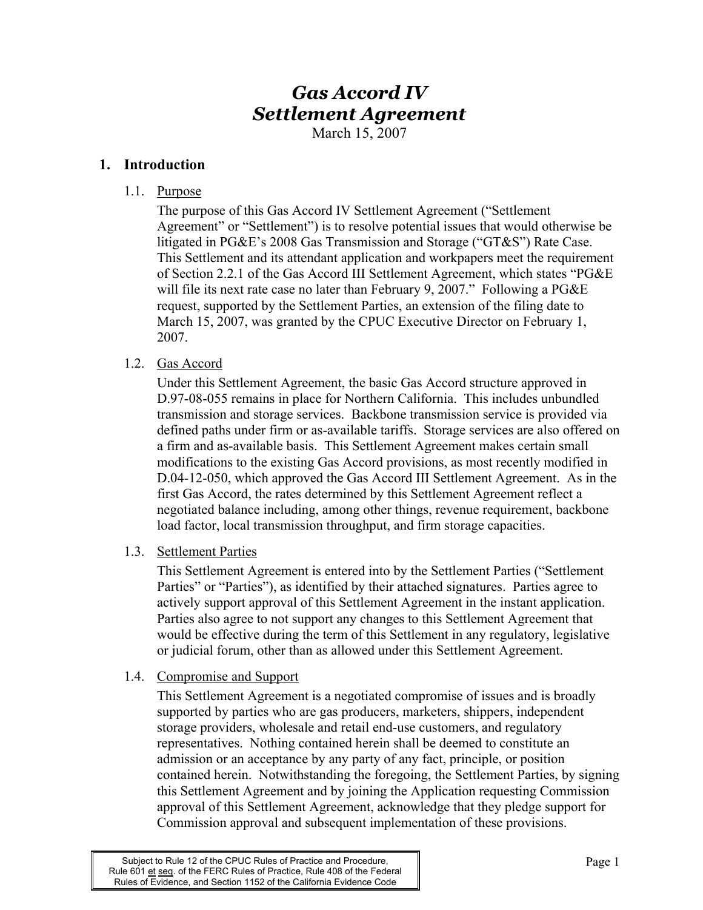# *Gas Accord IV Settlement Agreement*

March 15, 2007

## 1. Introduction

### 1.1. Purpose

The purpose of this Gas Accord IV Settlement Agreement ("Settlement Agreement" or "Settlement") is to resolve potential issues that would otherwise be litigated in PG&E's 2008 Gas Transmission and Storage ("GT&S") Rate Case. This Settlement and its attendant application and workpapers meet the requirement of Section 2.2.1 of the Gas Accord III Settlement Agreement, which states "PG&E will file its next rate case no later than February 9, 2007." Following a PG&E request, supported by the Settlement Parties, an extension of the filing date to March 15, 2007, was granted by the CPUC Executive Director on February 1, 2007.

### 1.2. Gas Accord

Under this Settlement Agreement, the basic Gas Accord structure approved in D.97-08-055 remains in place for Northern California. This includes unbundled transmission and storage services. Backbone transmission service is provided via defined paths under firm or as-available tariffs. Storage services are also offered on a firm and as-available basis. This Settlement Agreement makes certain small modifications to the existing Gas Accord provisions, as most recently modified in D.04-12-050, which approved the Gas Accord III Settlement Agreement. As in the first Gas Accord, the rates determined by this Settlement Agreement reflect a negotiated balance including, among other things, revenue requirement, backbone load factor, local transmission throughput, and firm storage capacities.

### 1.3. Settlement Parties

This Settlement Agreement is entered into by the Settlement Parties ("Settlement Parties" or "Parties"), as identified by their attached signatures. Parties agree to actively support approval of this Settlement Agreement in the instant application. Parties also agree to not support any changes to this Settlement Agreement that would be effective during the term of this Settlement in any regulatory, legislative or judicial forum, other than as allowed under this Settlement Agreement.

### 1.4. Compromise and Support

This Settlement Agreement is a negotiated compromise of issues and is broadly supported by parties who are gas producers, marketers, shippers, independent storage providers, wholesale and retail end-use customers, and regulatory representatives. Nothing contained herein shall be deemed to constitute an admission or an acceptance by any party of any fact, principle, or position contained herein. Notwithstanding the foregoing, the Settlement Parties, by signing this Settlement Agreement and by joining the Application requesting Commission approval of this Settlement Agreement, acknowledge that they pledge support for Commission approval and subsequent implementation of these provisions.

Subject to Rule 12 of the CPUC Rules of Practice and Procedure, Rule 601 et seq. of the FERC Rules of Practice, Rule 408 of the Federal Rules of Evidence, and Section 1152 of the California Evidence Code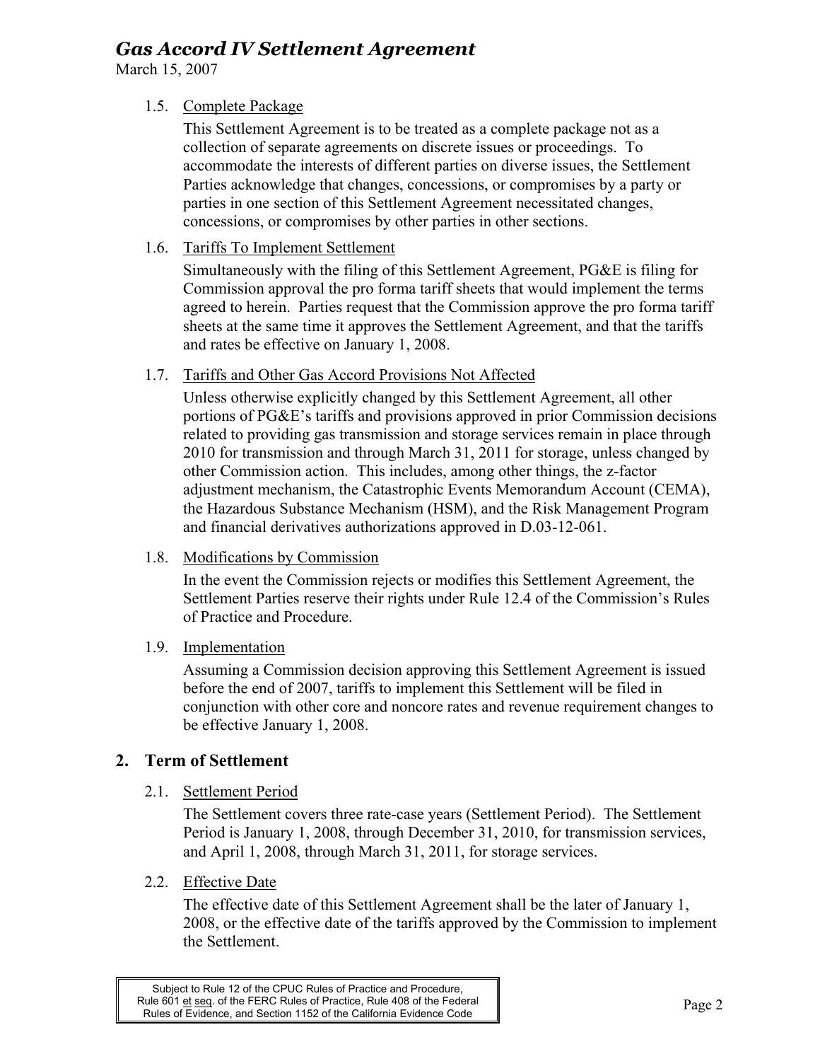1.5. Complete Package

This Settlement Agreement is to be treated as a complete package not as a collection of separate agreements on discrete issues or proceedings. To accommodate the interests of different parties on diverse issues, the Settlement Parties acknowledge that changes, concessions, or compromises by a party or parties in one section of this Settlement Agreement necessitated changes, concessions, or compromises by other parties in other sections.

1.6. Tariffs To Implement Settlement

Simultaneously with the filing of this Settlement Agreement, PG&E is filing for Commission approval the pro forma tariff sheets that would implement the terms agreed to herein. Parties request that the Commission approve the pro forma tariff sheets at the same time it approves the Settlement Agreement, and that the tariffs and rates be effective on January 1, 2008.

1.7. Tariffs and Other Gas Accord Provisions Not Affected

Unless otherwise explicitly changed by this Settlement Agreement, all other portions of PG&E's tariffs and provisions approved in prior Commission decisions related to providing gas transmission and storage services remain in place through 2010 for transmission and through March 31, 2011 for storage, unless changed by other Commission action. This includes, among other things, the z-factor adjustment mechanism, the Catastrophic Events Memorandum Account (CEMA), the Hazardous Substance Mechanism (HSM), and the Risk Management Program and financial derivatives authorizations approved in D.03-12-061.

1.8. Modifications by Commission

In the event the Commission rejects or modifies this Settlement Agreement, the Settlement Parties reserve their rights under Rule 12.4 of the Commission's Rules of Practice and Procedure.

1.9. Implementation

Assuming a Commission decision approving this Settlement Agreement is issued before the end of 2007, tariffs to implement this Settlement will be filed in conjunction with other core and noncore rates and revenue requirement changes to be effective January 1, 2008.

## 2. Term of Settlement

2.1. Settlement Period

The Settlement covers three rate-case years (Settlement Period). The Settlement Period is January 1, 2008, through December 31, 2010, for transmission services, and April 1, 2008, through March 31, 2011, for storage services.

2.2. Effective Date

The effective date of this Settlement Agreement shall be the later of January 1, 2008, or the effective date of the tariffs approved by the Commission to implement the Settlement.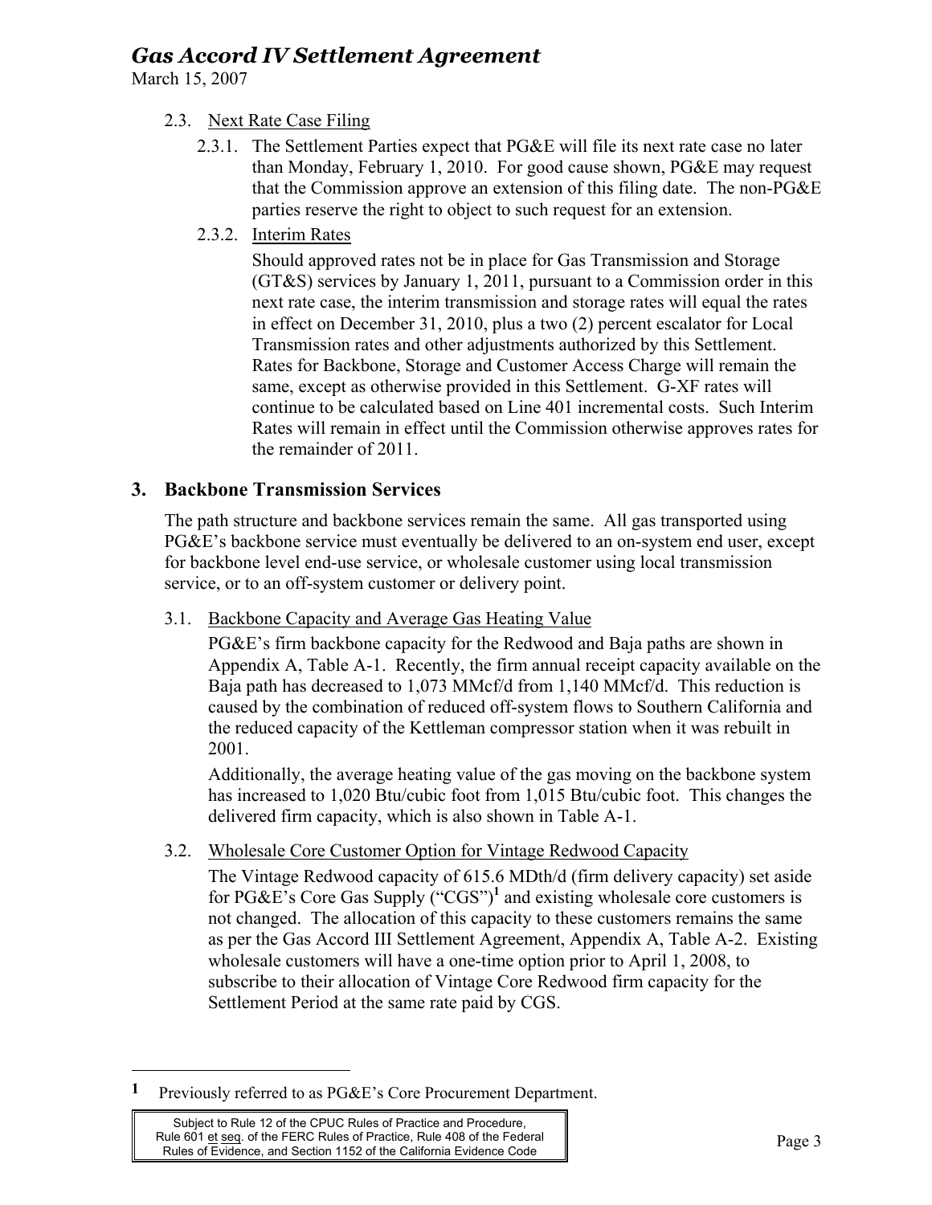2.3. Next Rate Case Filing

2.3.1. The Settlement Parties expect that PG&E will file its next rate case no later than Monday, February 1, 2010. For good cause shown, PG&E may request that the Commission approve an extension of this filing date. The non-PG&E parties reserve the right to object to such request for an extension.

2.3.2. Interim Rates

Should approved rates not be in place for Gas Transmission and Storage (GT&S) services by January 1, 2011, pursuant to a Commission order in this next rate case, the interim transmission and storage rates will equal the rates in effect on December 31, 2010, plus a two (2) percent escalator for Local Transmission rates and other adjustments authorized by this Settlement. Rates for Backbone, Storage and Customer Access Charge will remain the same, except as otherwise provided in this Settlement. G-XF rates will continue to be calculated based on Line 401 incremental costs. Such Interim Rates will remain in effect until the Commission otherwise approves rates for the remainder of 2011.

## 3. Backbone Transmission Services

The path structure and backbone services remain the same. All gas transported using PG&E's backbone service must eventually be delivered to an on-system end user, except for backbone level end-use service, or wholesale customer using local transmission service, or to an off-system customer or delivery point.

3.1. Backbone Capacity and Average Gas Heating Value

PG&E's firm backbone capacity for the Redwood and Baja paths are shown in Appendix A, Table A-1. Recently, the firm annual receipt capacity available on the Baja path has decreased to 1,073 MMcf/d from 1,140 MMcf/d. This reduction is caused by the combination of reduced off-system flows to Southern California and the reduced capacity of the Kettleman compressor station when it was rebuilt in 2001.

Additionally, the average heating value of the gas moving on the backbone system has increased to 1,020 Btu/cubic foot from 1,015 Btu/cubic foot. This changes the delivered firm capacity, which is also shown in Table A-1.

3.2. Wholesale Core Customer Option for Vintage Redwood Capacity

The Vintage Redwood capacity of 615.6 MDth/d (firm delivery capacity) set aside for PG&E's Core Gas Supply ("CGS")[1] and existing wholesale core customers is not changed. The allocation of this capacity to these customers remains the same as per the Gas Accord III Settlement Agreement, Appendix A, Table A-2. Existing wholesale customers will have a one-time option prior to April 1, 2008, to subscribe to their allocation of Vintage Core Redwood firm capacity for the Settlement Period at the same rate paid by CGS.

[1] Previously referred to as PG&E's Core Procurement Department.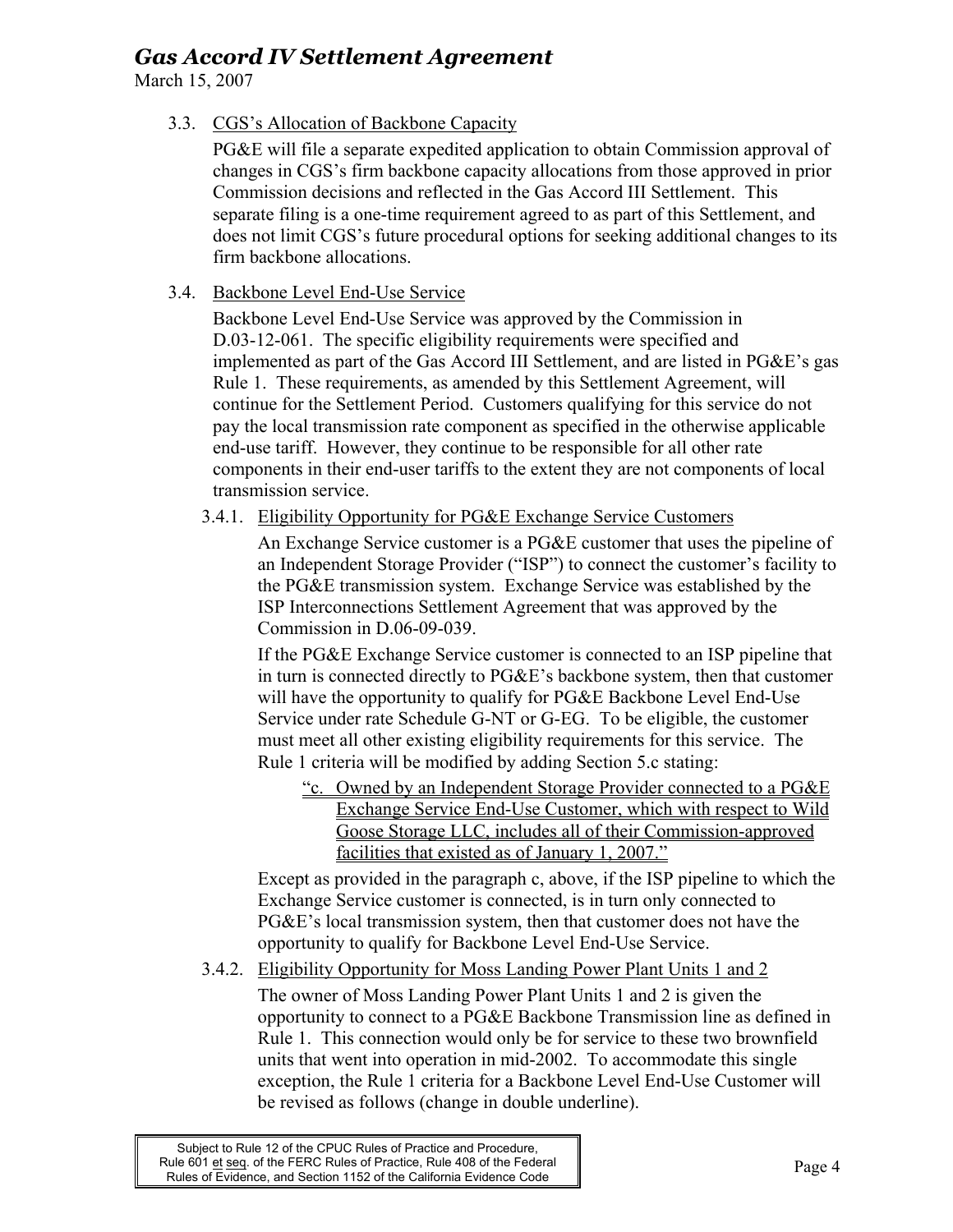3.3. CGS's Allocation of Backbone Capacity

PG&E will file a separate expedited application to obtain Commission approval of changes in CGS's firm backbone capacity allocations from those approved in prior Commission decisions and reflected in the Gas Accord III Settlement. This separate filing is a one-time requirement agreed to as part of this Settlement, and does not limit CGS's future procedural options for seeking additional changes to its firm backbone allocations.

3.4. Backbone Level End-Use Service

Backbone Level End-Use Service was approved by the Commission in D.03-12-061. The specific eligibility requirements were specified and implemented as part of the Gas Accord III Settlement, and are listed in PG&E's gas Rule 1. These requirements, as amended by this Settlement Agreement, will continue for the Settlement Period. Customers qualifying for this service do not pay the local transmission rate component as specified in the otherwise applicable end-use tariff. However, they continue to be responsible for all other rate components in their end-user tariffs to the extent they are not components of local transmission service.

3.4.1. Eligibility Opportunity for PG&E Exchange Service Customers

An Exchange Service customer is a PG&E customer that uses the pipeline of an Independent Storage Provider ("ISP") to connect the customer's facility to the PG&E transmission system. Exchange Service was established by the ISP Interconnections Settlement Agreement that was approved by the Commission in D.06-09-039.

If the PG&E Exchange Service customer is connected to an ISP pipeline that in turn is connected directly to PG&E's backbone system, then that customer will have the opportunity to qualify for PG&E Backbone Level End-Use Service under rate Schedule G-NT or G-EG. To be eligible, the customer must meet all other existing eligibility requirements for this service. The Rule 1 criteria will be modified by adding Section 5.c stating:

> "c. Owned by an Independent Storage Provider connected to a PG&E Exchange Service End-Use Customer, which with respect to Wild Goose Storage LLC, includes all of their Commission-approved facilities that existed as of January 1, 2007."

Except as provided in the paragraph c, above, if the ISP pipeline to which the Exchange Service customer is connected, is in turn only connected to PG&E's local transmission system, then that customer does not have the opportunity to qualify for Backbone Level End-Use Service.

3.4.2. Eligibility Opportunity for Moss Landing Power Plant Units 1 and 2

The owner of Moss Landing Power Plant Units 1 and 2 is given the opportunity to connect to a PG&E Backbone Transmission line as defined in Rule 1. This connection would only be for service to these two brownfield units that went into operation in mid-2002. To accommodate this single exception, the Rule 1 criteria for a Backbone Level End-Use Customer will be revised as follows (change in double underline).

Subject to Rule 12 of the CPUC Rules of Practice and Procedure, Rule 601 et seq. of the FERC Rules of Practice, Rule 408 of the Federal Rules of Evidence, and Section 1152 of the California Evidence Code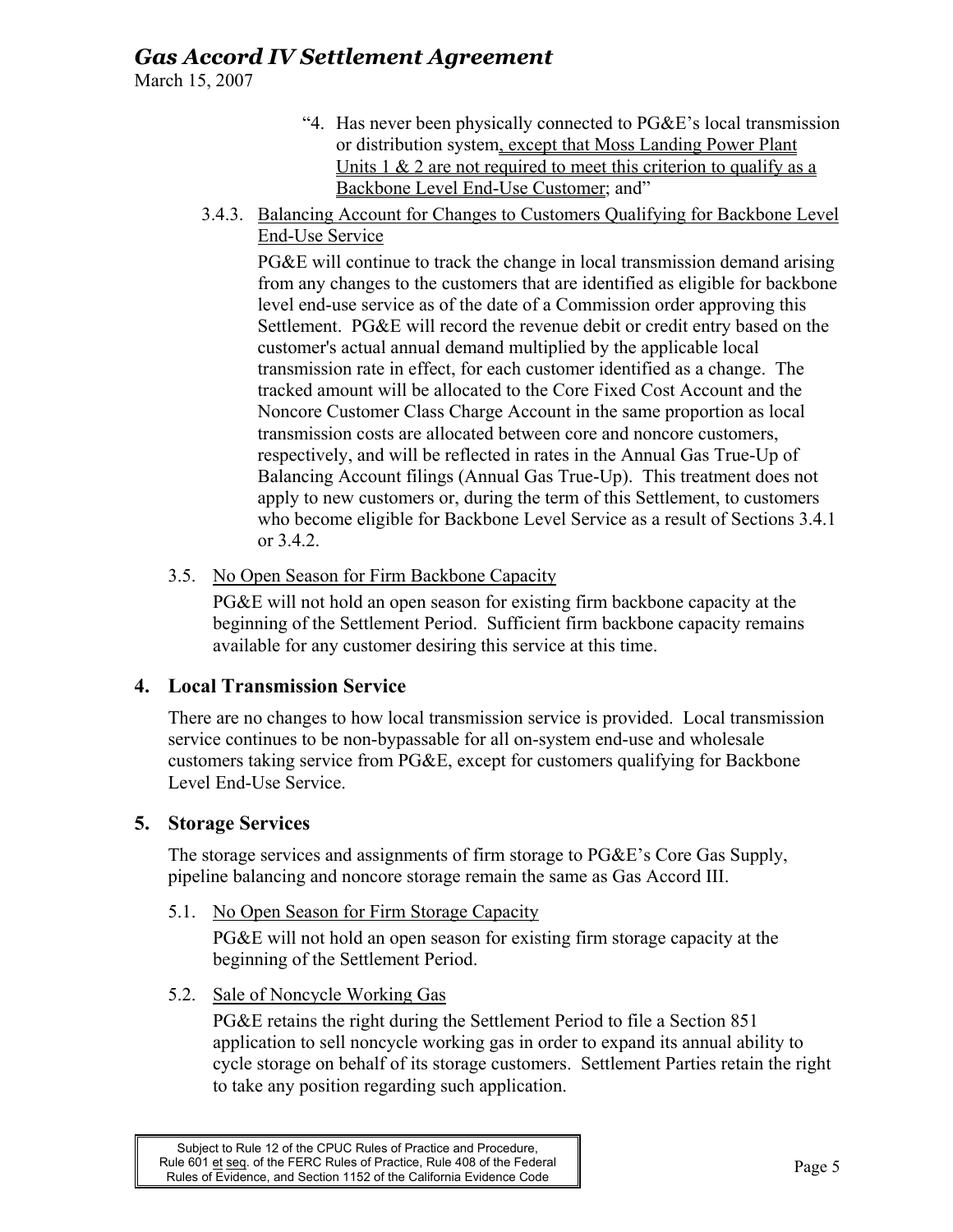"4. Has never been physically connected to PG&E's local transmission or distribution system<u>, except that Moss Landing Power Plant Units 1 & 2 are not required to meet this criterion to qualify as a Backbone Level End-Use Customer</u>; and"

3.4.3. <u>Balancing Account for Changes to Customers Qualifying for Backbone Level End-Use Service</u>

PG&E will continue to track the change in local transmission demand arising from any changes to the customers that are identified as eligible for backbone level end-use service as of the date of a Commission order approving this Settlement. PG&E will record the revenue debit or credit entry based on the customer's actual annual demand multiplied by the applicable local transmission rate in effect, for each customer identified as a change. The tracked amount will be allocated to the Core Fixed Cost Account and the Noncore Customer Class Charge Account in the same proportion as local transmission costs are allocated between core and noncore customers, respectively, and will be reflected in rates in the Annual Gas True-Up of Balancing Account filings (Annual Gas True-Up). This treatment does not apply to new customers or, during the term of this Settlement, to customers who become eligible for Backbone Level Service as a result of Sections 3.4.1 or 3.4.2.

3.5. <u>No Open Season for Firm Backbone Capacity</u>

PG&E will not hold an open season for existing firm backbone capacity at the beginning of the Settlement Period. Sufficient firm backbone capacity remains available for any customer desiring this service at this time.

## 4. Local Transmission Service

There are no changes to how local transmission service is provided. Local transmission service continues to be non-bypassable for all on-system end-use and wholesale customers taking service from PG&E, except for customers qualifying for Backbone Level End-Use Service.

## 5. Storage Services

The storage services and assignments of firm storage to PG&E's Core Gas Supply, pipeline balancing and noncore storage remain the same as Gas Accord III.

5.1. <u>No Open Season for Firm Storage Capacity</u>

PG&E will not hold an open season for existing firm storage capacity at the beginning of the Settlement Period.

5.2. <u>Sale of Noncycle Working Gas</u>

PG&E retains the right during the Settlement Period to file a Section 851 application to sell noncycle working gas in order to expand its annual ability to cycle storage on behalf of its storage customers. Settlement Parties retain the right to take any position regarding such application.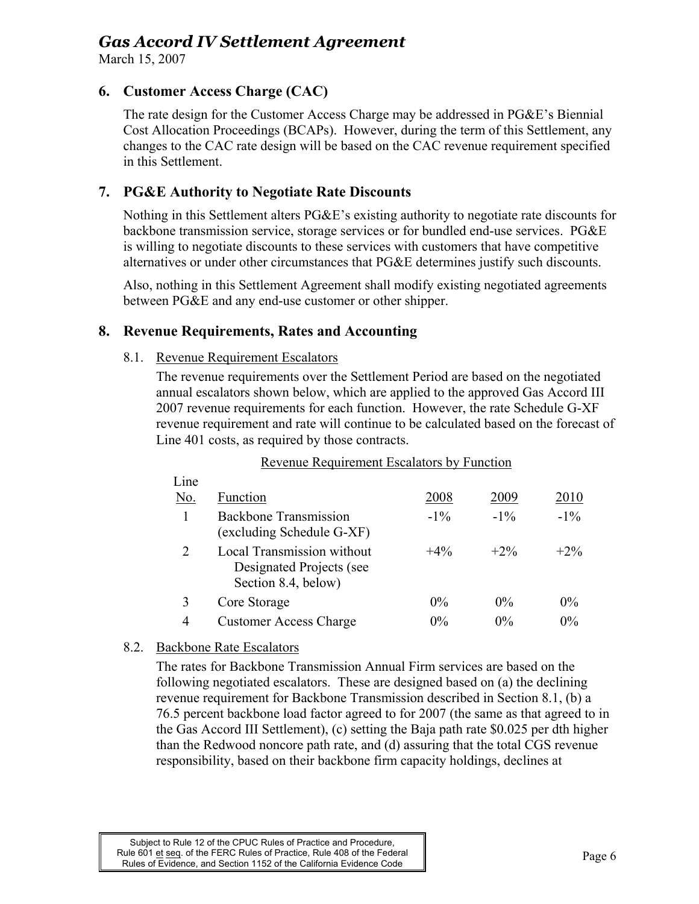## 6. Customer Access Charge (CAC)

The rate design for the Customer Access Charge may be addressed in PG&E's Biennial Cost Allocation Proceedings (BCAPs). However, during the term of this Settlement, any changes to the CAC rate design will be based on the CAC revenue requirement specified in this Settlement.

## 7. PG&E Authority to Negotiate Rate Discounts

Nothing in this Settlement alters PG&E's existing authority to negotiate rate discounts for backbone transmission service, storage services or for bundled end-use services. PG&E is willing to negotiate discounts to these services with customers that have competitive alternatives or under other circumstances that PG&E determines justify such discounts.

Also, nothing in this Settlement Agreement shall modify existing negotiated agreements between PG&E and any end-use customer or other shipper.

## 8. Revenue Requirements, Rates and Accounting

### 8.1. Revenue Requirement Escalators

The revenue requirements over the Settlement Period are based on the negotiated annual escalators shown below, which are applied to the approved Gas Accord III 2007 revenue requirements for each function. However, the rate Schedule G-XF revenue requirement and rate will continue to be calculated based on the forecast of Line 401 costs, as required by those contracts.

Revenue Requirement Escalators by Function

| Line No. | Function | 2008 | 2009 | 2010 |
|---|---|---|---|---|
| 1 | Backbone Transmission (excluding Schedule G-XF) | -1% | -1% | -1% |
| 2 | Local Transmission without Designated Projects (see Section 8.4, below) | +4% | +2% | +2% |
| 3 | Core Storage | 0% | 0% | 0% |
| 4 | Customer Access Charge | 0% | 0% | 0% |

### 8.2. Backbone Rate Escalators

The rates for Backbone Transmission Annual Firm services are based on the following negotiated escalators. These are designed based on (a) the declining revenue requirement for Backbone Transmission described in Section 8.1, (b) a 76.5 percent backbone load factor agreed to for 2007 (the same as that agreed to in the Gas Accord III Settlement), (c) setting the Baja path rate $0.025 per dth higher than the Redwood noncore path rate, and (d) assuring that the total CGS revenue responsibility, based on their backbone firm capacity holdings, declines at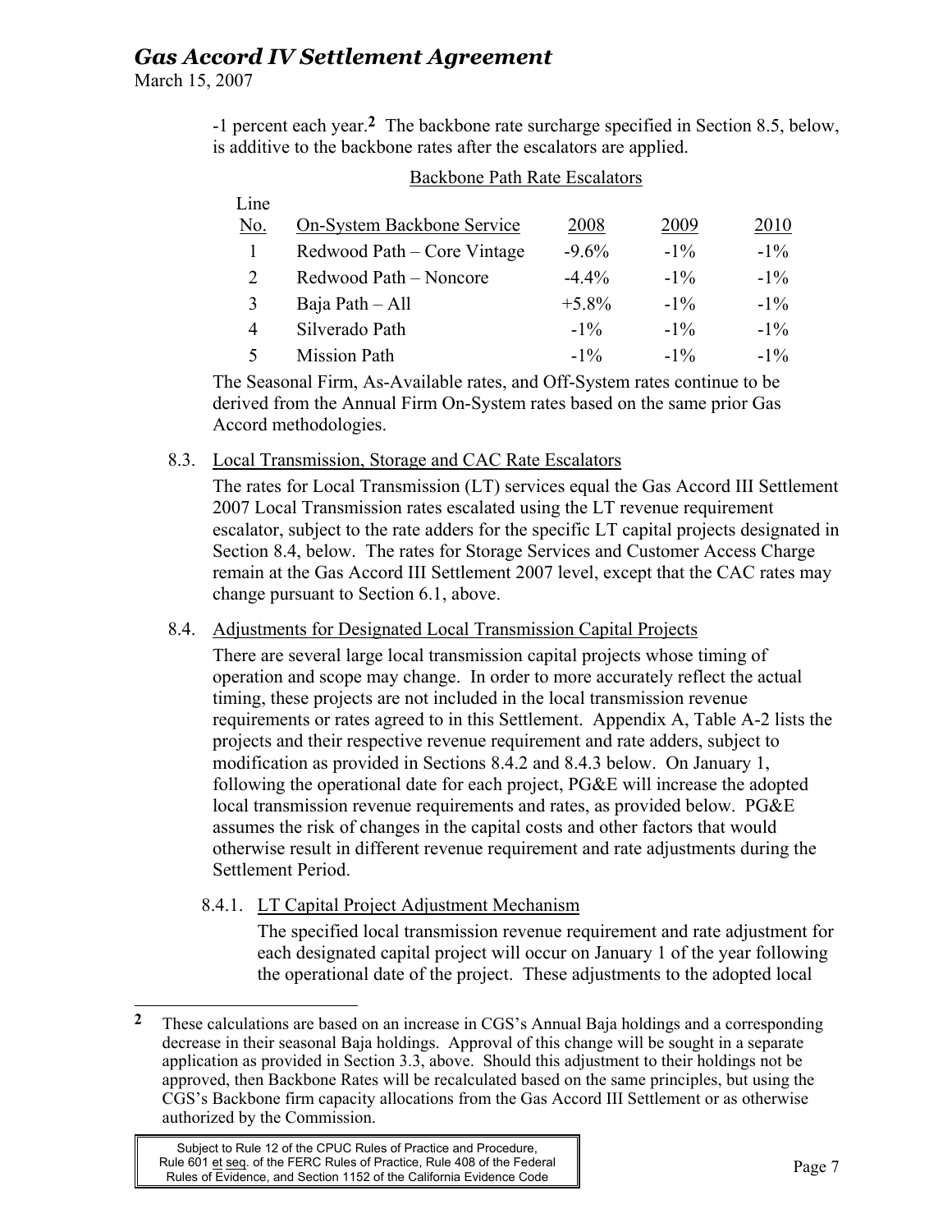-1 percent each year.[2] The backbone rate surcharge specified in Section 8.5, below, is additive to the backbone rates after the escalators are applied.

Backbone Path Rate Escalators

| Line No. | On-System Backbone Service | 2008 | 2009 | 2010 |
|---|---|---|---|---|
| 1 | Redwood Path – Core Vintage | -9.6% | -1% | -1% |
| 2 | Redwood Path – Noncore | -4.4% | -1% | -1% |
| 3 | Baja Path – All | +5.8% | -1% | -1% |
| 4 | Silverado Path | -1% | -1% | -1% |
| 5 | Mission Path | -1% | -1% | -1% |

The Seasonal Firm, As-Available rates, and Off-System rates continue to be derived from the Annual Firm On-System rates based on the same prior Gas Accord methodologies.

## 8.3. Local Transmission, Storage and CAC Rate Escalators

The rates for Local Transmission (LT) services equal the Gas Accord III Settlement 2007 Local Transmission rates escalated using the LT revenue requirement escalator, subject to the rate adders for the specific LT capital projects designated in Section 8.4, below. The rates for Storage Services and Customer Access Charge remain at the Gas Accord III Settlement 2007 level, except that the CAC rates may change pursuant to Section 6.1, above.

## 8.4. Adjustments for Designated Local Transmission Capital Projects

There are several large local transmission capital projects whose timing of operation and scope may change. In order to more accurately reflect the actual timing, these projects are not included in the local transmission revenue requirements or rates agreed to in this Settlement. Appendix A, Table A-2 lists the projects and their respective revenue requirement and rate adders, subject to modification as provided in Sections 8.4.2 and 8.4.3 below. On January 1, following the operational date for each project, PG&E will increase the adopted local transmission revenue requirements and rates, as provided below. PG&E assumes the risk of changes in the capital costs and other factors that would otherwise result in different revenue requirement and rate adjustments during the Settlement Period.

### 8.4.1. LT Capital Project Adjustment Mechanism

The specified local transmission revenue requirement and rate adjustment for each designated capital project will occur on January 1 of the year following the operational date of the project. These adjustments to the adopted local

---

[2] These calculations are based on an increase in CGS's Annual Baja holdings and a corresponding decrease in their seasonal Baja holdings. Approval of this change will be sought in a separate application as provided in Section 3.3, above. Should this adjustment to their holdings not be approved, then Backbone Rates will be recalculated based on the same principles, but using the CGS's Backbone firm capacity allocations from the Gas Accord III Settlement or as otherwise authorized by the Commission.

Subject to Rule 12 of the CPUC Rules of Practice and Procedure, Rule 601 et seq. of the FERC Rules of Practice, Rule 408 of the Federal Rules of Evidence, and Section 1152 of the California Evidence Code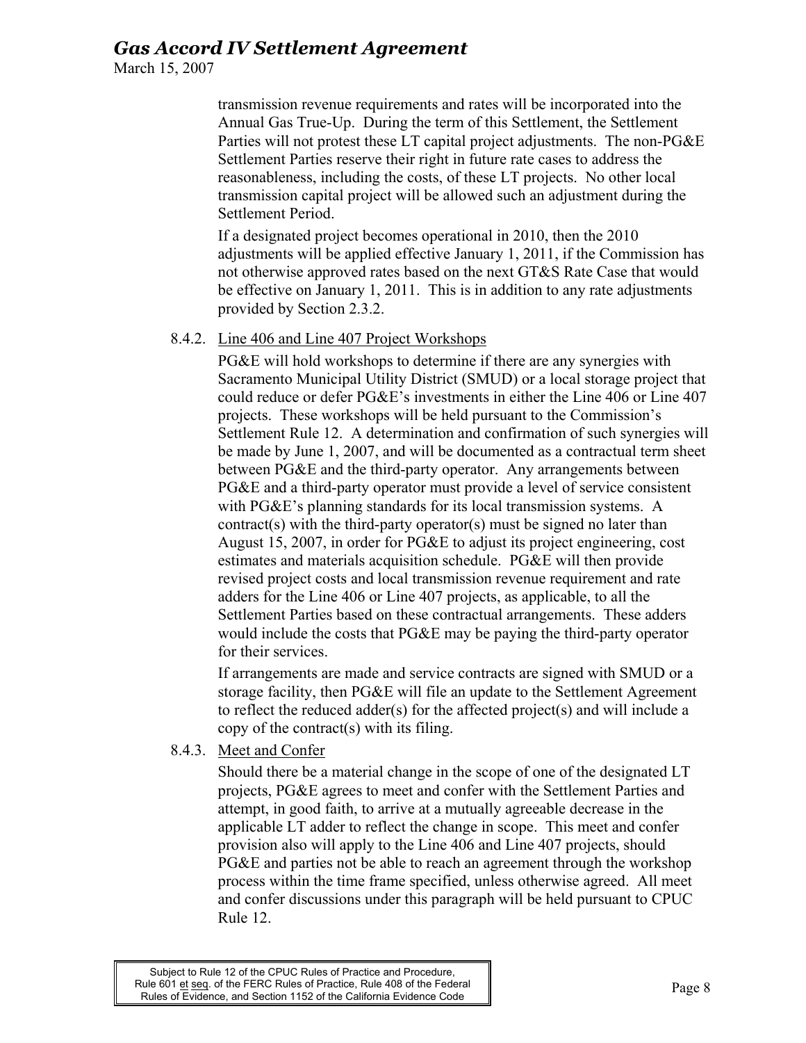transmission revenue requirements and rates will be incorporated into the Annual Gas True-Up. During the term of this Settlement, the Settlement Parties will not protest these LT capital project adjustments. The non-PG&E Settlement Parties reserve their right in future rate cases to address the reasonableness, including the costs, of these LT projects. No other local transmission capital project will be allowed such an adjustment during the Settlement Period.

If a designated project becomes operational in 2010, then the 2010 adjustments will be applied effective January 1, 2011, if the Commission has not otherwise approved rates based on the next GT&S Rate Case that would be effective on January 1, 2011. This is in addition to any rate adjustments provided by Section 2.3.2.

8.4.2. Line 406 and Line 407 Project Workshops

PG&E will hold workshops to determine if there are any synergies with Sacramento Municipal Utility District (SMUD) or a local storage project that could reduce or defer PG&E's investments in either the Line 406 or Line 407 projects. These workshops will be held pursuant to the Commission's Settlement Rule 12. A determination and confirmation of such synergies will be made by June 1, 2007, and will be documented as a contractual term sheet between PG&E and the third-party operator. Any arrangements between PG&E and a third-party operator must provide a level of service consistent with PG&E's planning standards for its local transmission systems. A contract(s) with the third-party operator(s) must be signed no later than August 15, 2007, in order for PG&E to adjust its project engineering, cost estimates and materials acquisition schedule. PG&E will then provide revised project costs and local transmission revenue requirement and rate adders for the Line 406 or Line 407 projects, as applicable, to all the Settlement Parties based on these contractual arrangements. These adders would include the costs that PG&E may be paying the third-party operator for their services.

If arrangements are made and service contracts are signed with SMUD or a storage facility, then PG&E will file an update to the Settlement Agreement to reflect the reduced adder(s) for the affected project(s) and will include a copy of the contract(s) with its filing.

8.4.3. Meet and Confer

Should there be a material change in the scope of one of the designated LT projects, PG&E agrees to meet and confer with the Settlement Parties and attempt, in good faith, to arrive at a mutually agreeable decrease in the applicable LT adder to reflect the change in scope. This meet and confer provision also will apply to the Line 406 and Line 407 projects, should PG&E and parties not be able to reach an agreement through the workshop process within the time frame specified, unless otherwise agreed. All meet and confer discussions under this paragraph will be held pursuant to CPUC Rule 12.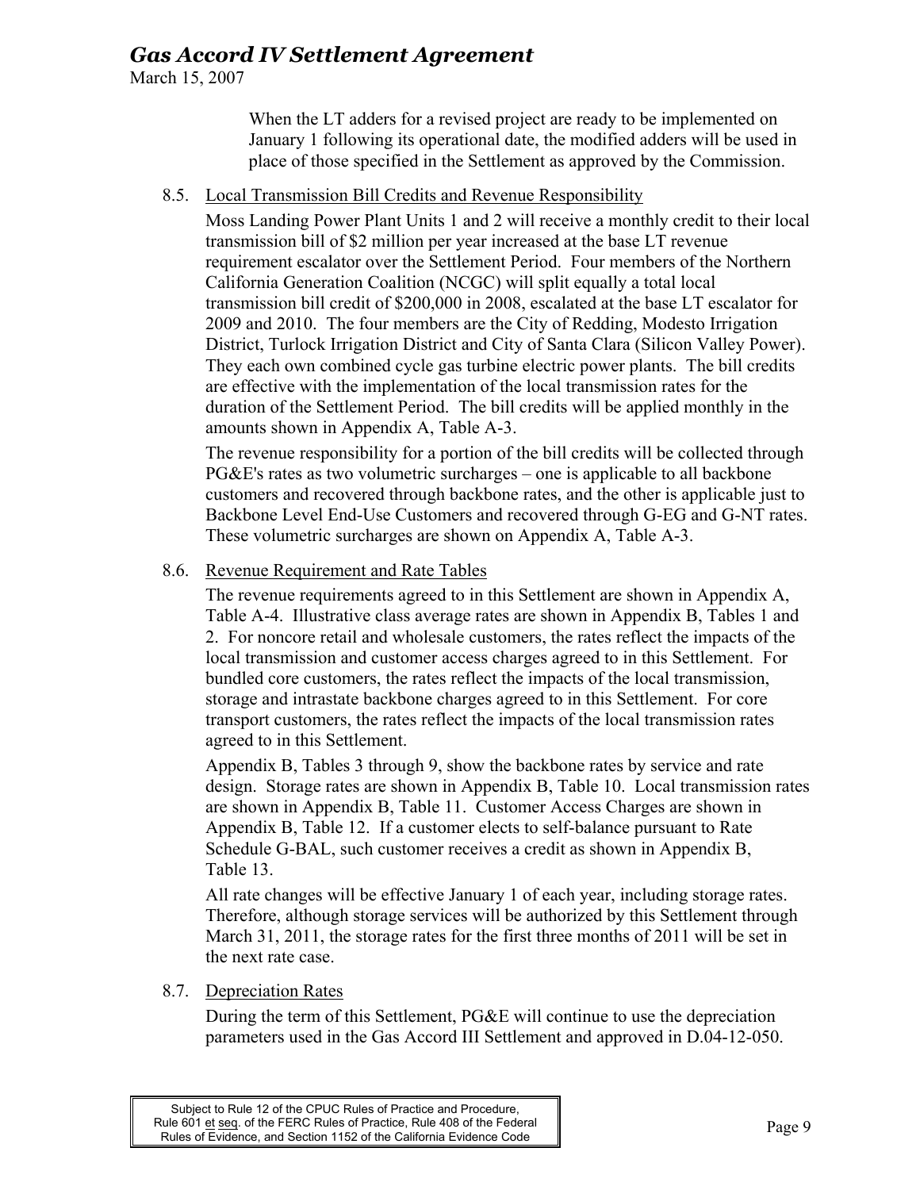When the LT adders for a revised project are ready to be implemented on January 1 following its operational date, the modified adders will be used in place of those specified in the Settlement as approved by the Commission.

### 8.5. Local Transmission Bill Credits and Revenue Responsibility

Moss Landing Power Plant Units 1 and 2 will receive a monthly credit to their local transmission bill of $2 million per year increased at the base LT revenue requirement escalator over the Settlement Period. Four members of the Northern California Generation Coalition (NCGC) will split equally a total local transmission bill credit of $200,000 in 2008, escalated at the base LT escalator for 2009 and 2010. The four members are the City of Redding, Modesto Irrigation District, Turlock Irrigation District and City of Santa Clara (Silicon Valley Power). They each own combined cycle gas turbine electric power plants. The bill credits are effective with the implementation of the local transmission rates for the duration of the Settlement Period. The bill credits will be applied monthly in the amounts shown in Appendix A, Table A-3.

The revenue responsibility for a portion of the bill credits will be collected through PG&E's rates as two volumetric surcharges – one is applicable to all backbone customers and recovered through backbone rates, and the other is applicable just to Backbone Level End-Use Customers and recovered through G-EG and G-NT rates. These volumetric surcharges are shown on Appendix A, Table A-3.

### 8.6. Revenue Requirement and Rate Tables

The revenue requirements agreed to in this Settlement are shown in Appendix A, Table A-4. Illustrative class average rates are shown in Appendix B, Tables 1 and 2. For noncore retail and wholesale customers, the rates reflect the impacts of the local transmission and customer access charges agreed to in this Settlement. For bundled core customers, the rates reflect the impacts of the local transmission, storage and intrastate backbone charges agreed to in this Settlement. For core transport customers, the rates reflect the impacts of the local transmission rates agreed to in this Settlement.

Appendix B, Tables 3 through 9, show the backbone rates by service and rate design. Storage rates are shown in Appendix B, Table 10. Local transmission rates are shown in Appendix B, Table 11. Customer Access Charges are shown in Appendix B, Table 12. If a customer elects to self-balance pursuant to Rate Schedule G-BAL, such customer receives a credit as shown in Appendix B, Table 13.

All rate changes will be effective January 1 of each year, including storage rates. Therefore, although storage services will be authorized by this Settlement through March 31, 2011, the storage rates for the first three months of 2011 will be set in the next rate case.

### 8.7. Depreciation Rates

During the term of this Settlement, PG&E will continue to use the depreciation parameters used in the Gas Accord III Settlement and approved in D.04-12-050.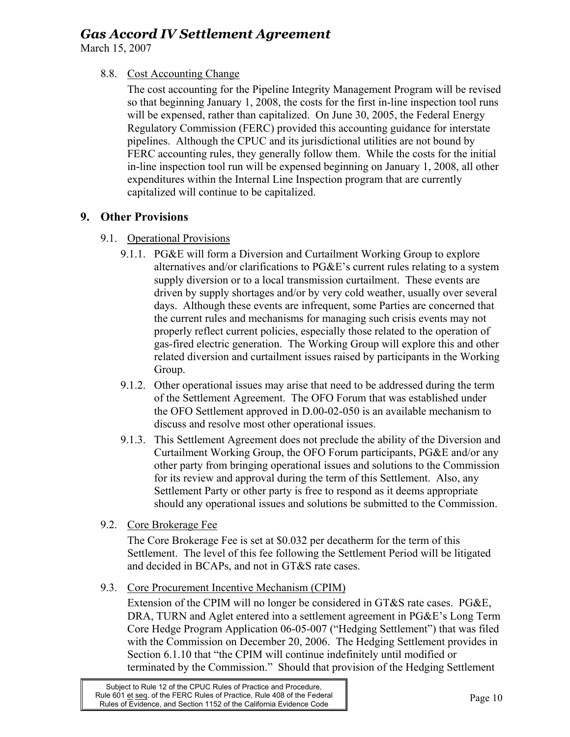8.8. Cost Accounting Change

The cost accounting for the Pipeline Integrity Management Program will be revised so that beginning January 1, 2008, the costs for the first in-line inspection tool runs will be expensed, rather than capitalized. On June 30, 2005, the Federal Energy Regulatory Commission (FERC) provided this accounting guidance for interstate pipelines. Although the CPUC and its jurisdictional utilities are not bound by FERC accounting rules, they generally follow them. While the costs for the initial in-line inspection tool run will be expensed beginning on January 1, 2008, all other expenditures within the Internal Line Inspection program that are currently capitalized will continue to be capitalized.

## 9. Other Provisions

9.1. Operational Provisions

9.1.1. PG&E will form a Diversion and Curtailment Working Group to explore alternatives and/or clarifications to PG&E's current rules relating to a system supply diversion or to a local transmission curtailment. These events are driven by supply shortages and/or by very cold weather, usually over several days. Although these events are infrequent, some Parties are concerned that the current rules and mechanisms for managing such crisis events may not properly reflect current policies, especially those related to the operation of gas-fired electric generation. The Working Group will explore this and other related diversion and curtailment issues raised by participants in the Working Group.

9.1.2. Other operational issues may arise that need to be addressed during the term of the Settlement Agreement. The OFO Forum that was established under the OFO Settlement approved in D.00-02-050 is an available mechanism to discuss and resolve most other operational issues.

9.1.3. This Settlement Agreement does not preclude the ability of the Diversion and Curtailment Working Group, the OFO Forum participants, PG&E and/or any other party from bringing operational issues and solutions to the Commission for its review and approval during the term of this Settlement. Also, any Settlement Party or other party is free to respond as it deems appropriate should any operational issues and solutions be submitted to the Commission.

9.2. Core Brokerage Fee

The Core Brokerage Fee is set at $0.032 per decatherm for the term of this Settlement. The level of this fee following the Settlement Period will be litigated and decided in BCAPs, and not in GT&S rate cases.

9.3. Core Procurement Incentive Mechanism (CPIM)

Extension of the CPIM will no longer be considered in GT&S rate cases. PG&E, DRA, TURN and Aglet entered into a settlement agreement in PG&E's Long Term Core Hedge Program Application 06-05-007 ("Hedging Settlement") that was filed with the Commission on December 20, 2006. The Hedging Settlement provides in Section 6.1.10 that "the CPIM will continue indefinitely until modified or terminated by the Commission." Should that provision of the Hedging Settlement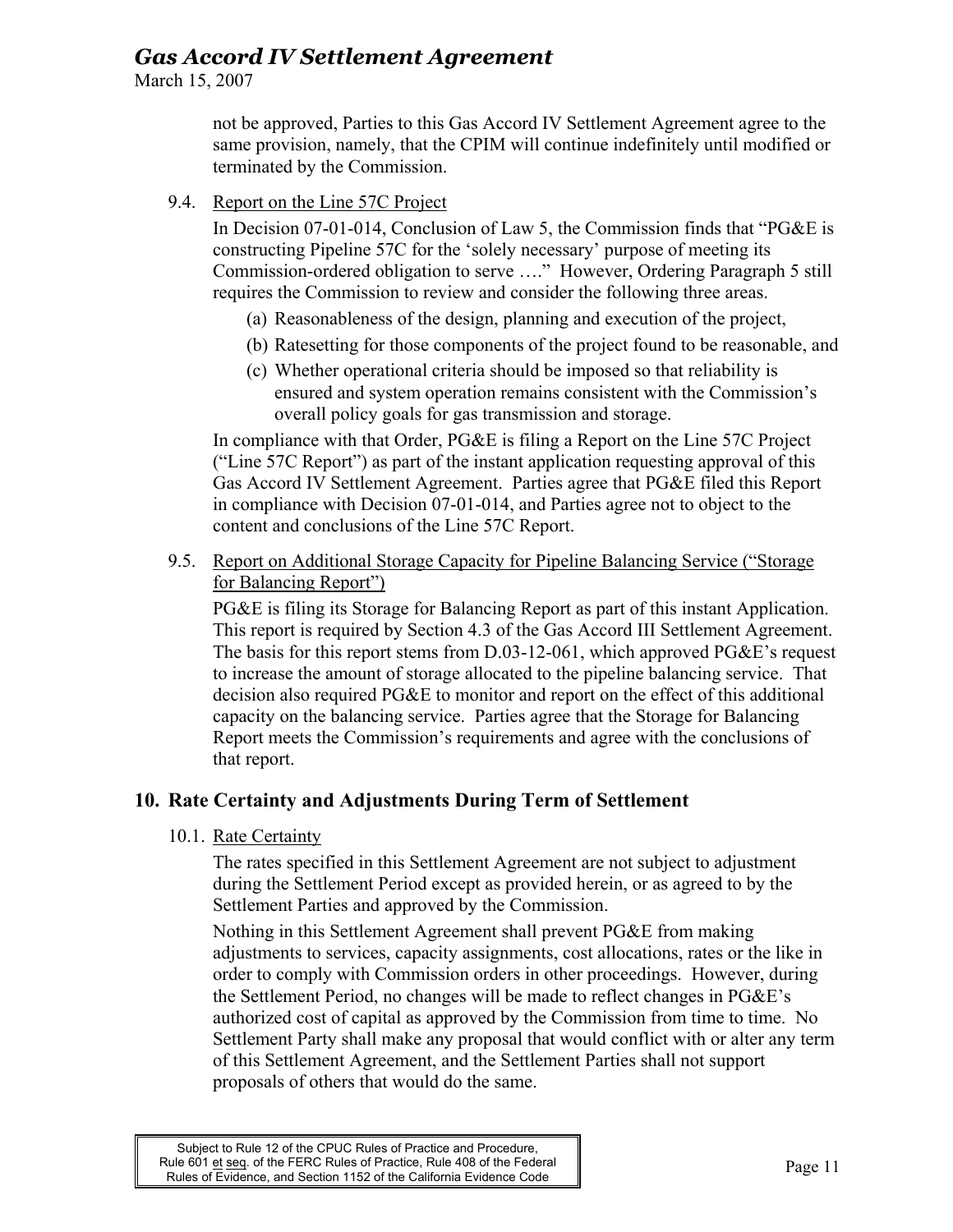not be approved, Parties to this Gas Accord IV Settlement Agreement agree to the same provision, namely, that the CPIM will continue indefinitely until modified or terminated by the Commission.

9.4. Report on the Line 57C Project

In Decision 07-01-014, Conclusion of Law 5, the Commission finds that "PG&E is constructing Pipeline 57C for the 'solely necessary' purpose of meeting its Commission-ordered obligation to serve …." However, Ordering Paragraph 5 still requires the Commission to review and consider the following three areas.

(a) Reasonableness of the design, planning and execution of the project,

(b) Ratesetting for those components of the project found to be reasonable, and

(c) Whether operational criteria should be imposed so that reliability is ensured and system operation remains consistent with the Commission's overall policy goals for gas transmission and storage.

In compliance with that Order, PG&E is filing a Report on the Line 57C Project ("Line 57C Report") as part of the instant application requesting approval of this Gas Accord IV Settlement Agreement. Parties agree that PG&E filed this Report in compliance with Decision 07-01-014, and Parties agree not to object to the content and conclusions of the Line 57C Report.

9.5. Report on Additional Storage Capacity for Pipeline Balancing Service ("Storage for Balancing Report")

PG&E is filing its Storage for Balancing Report as part of this instant Application. This report is required by Section 4.3 of the Gas Accord III Settlement Agreement. The basis for this report stems from D.03-12-061, which approved PG&E's request to increase the amount of storage allocated to the pipeline balancing service. That decision also required PG&E to monitor and report on the effect of this additional capacity on the balancing service. Parties agree that the Storage for Balancing Report meets the Commission's requirements and agree with the conclusions of that report.

## 10. Rate Certainty and Adjustments During Term of Settlement

10.1. Rate Certainty

The rates specified in this Settlement Agreement are not subject to adjustment during the Settlement Period except as provided herein, or as agreed to by the Settlement Parties and approved by the Commission.

Nothing in this Settlement Agreement shall prevent PG&E from making adjustments to services, capacity assignments, cost allocations, rates or the like in order to comply with Commission orders in other proceedings. However, during the Settlement Period, no changes will be made to reflect changes in PG&E's authorized cost of capital as approved by the Commission from time to time. No Settlement Party shall make any proposal that would conflict with or alter any term of this Settlement Agreement, and the Settlement Parties shall not support proposals of others that would do the same.

Subject to Rule 12 of the CPUC Rules of Practice and Procedure, Rule 601 et seq. of the FERC Rules of Practice, Rule 408 of the Federal Rules of Evidence, and Section 1152 of the California Evidence Code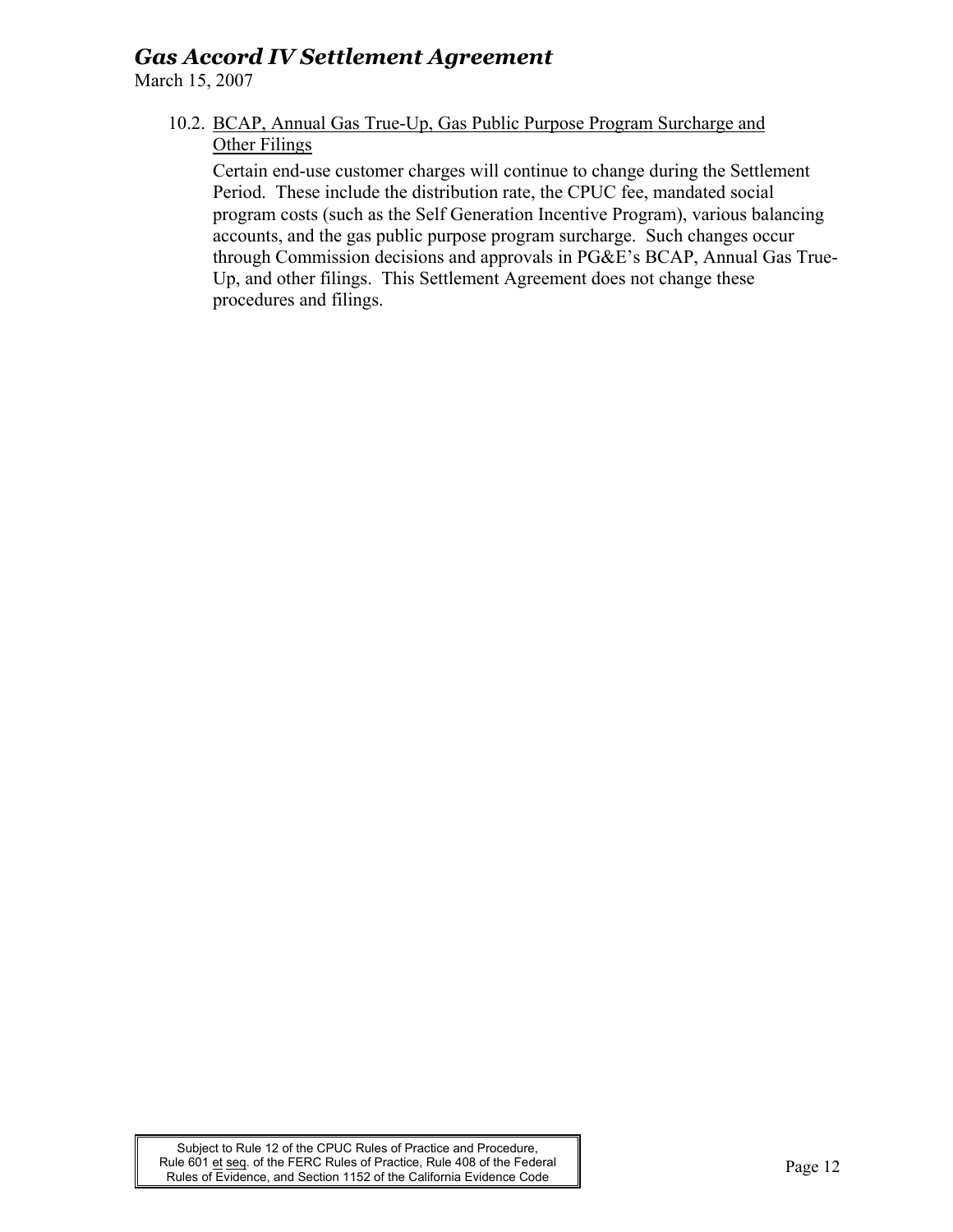### 10.2. BCAP, Annual Gas True-Up, Gas Public Purpose Program Surcharge and Other Filings

Certain end-use customer charges will continue to change during the Settlement Period. These include the distribution rate, the CPUC fee, mandated social program costs (such as the Self Generation Incentive Program), various balancing accounts, and the gas public purpose program surcharge. Such changes occur through Commission decisions and approvals in PG&E's BCAP, Annual Gas True-Up, and other filings. This Settlement Agreement does not change these procedures and filings.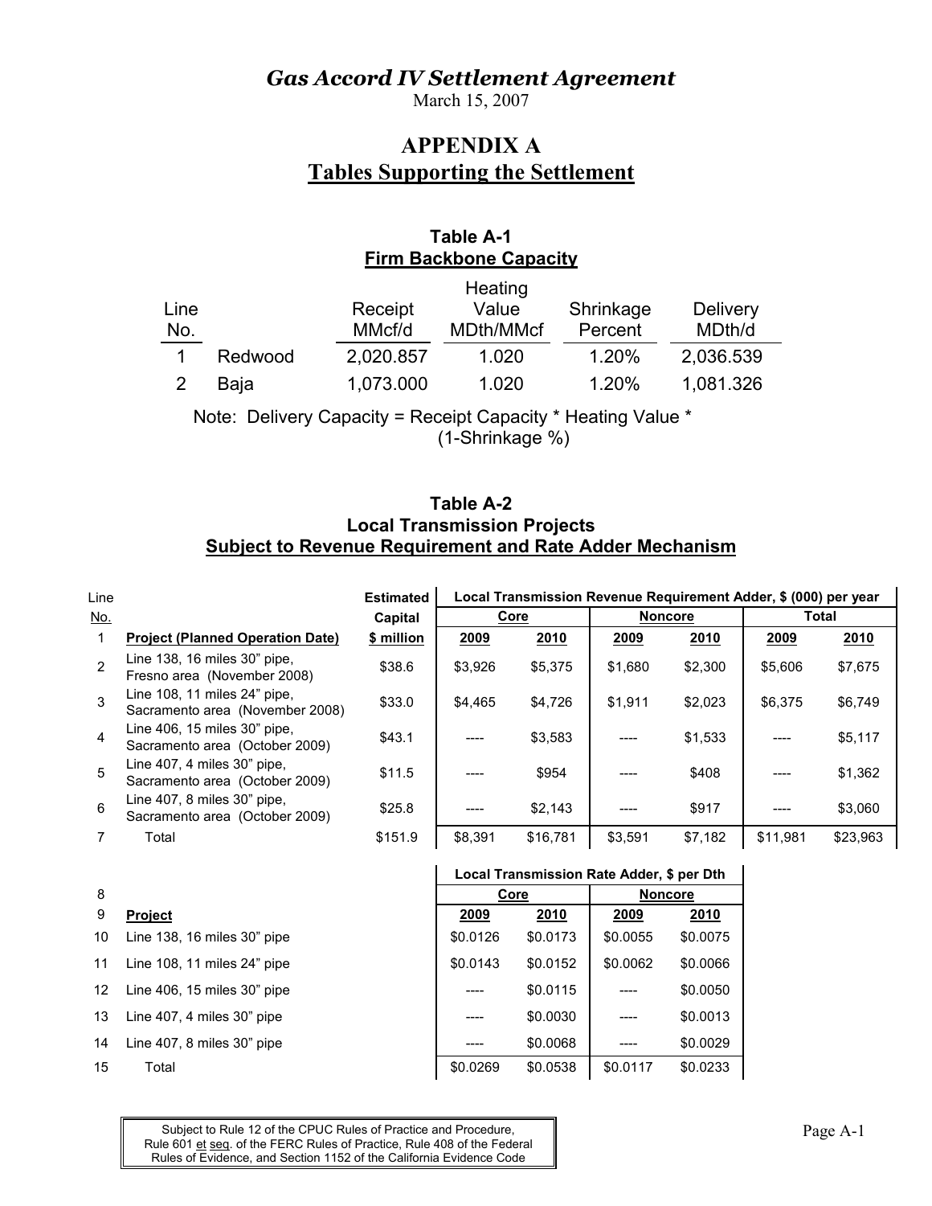# *Gas Accord IV Settlement Agreement*

March 15, 2007

## APPENDIX A
## Tables Supporting the Settlement

### Table A-1
### Firm Backbone Capacity

| Line No. | | Receipt MMcf/d | Heating Value MDth/MMcf | Shrinkage Percent | Delivery MDth/d |
|---|---|---|---|---|---|
| 1 | Redwood | 2,020.857 | 1.020 | 1.20% | 2,036.539 |
| 2 | Baja | 1,073.000 | 1.020 | 1.20% | 1,081.326 |

Note: Delivery Capacity = Receipt Capacity * Heating Value * (1-Shrinkage %)

### Table A-2
### Local Transmission Projects
### Subject to Revenue Requirement and Rate Adder Mechanism

| Line No. | | Estimated Capital | Local Transmission Revenue Requirement Adder, $ (000) per year | | | | | |
|---|---|---|---|---|---|---|---|---|
| | | | Core | | Noncore | | Total | |
| 1 | Project (Planned Operation Date) | $ million | 2009 | 2010 | 2009 | 2010 | 2009 | 2010 |
| 2 | Line 138, 16 miles 30" pipe, Fresno area (November 2008) | $38.6 | $3,926 | $5,375 | $1,680 | $2,300 | $5,606 | $7,675 |
| 3 | Line 108, 11 miles 24" pipe, Sacramento area (November 2008) | $33.0 | $4,465 | $4,726 | $1,911 | $2,023 | $6,375 | $6,749 |
| 4 | Line 406, 15 miles 30" pipe, Sacramento area (October 2009) | $43.1 | ---- | $3,583 | ---- | $1,533 | ---- | $5,117 |
| 5 | Line 407, 4 miles 30" pipe, Sacramento area (October 2009) | $11.5 | ---- | $954 | ---- | $408 | ---- | $1,362 |
| 6 | Line 407, 8 miles 30" pipe, Sacramento area (October 2009) | $25.8 | ---- | $2,143 | ---- | $917 | ---- | $3,060 |
| 7 | Total | $151.9 | $8,391 | $16,781 | $3,591 | $7,182 | $11,981 | $23,963 |

| Line No. | | Local Transmission Rate Adder, $ per Dth | | | |
|---|---|---|---|---|---|
| 8 | | Core | | Noncore | |
| 9 | Project | 2009 | 2010 | 2009 | 2010 |
| 10 | Line 138, 16 miles 30" pipe | $0.0126 | $0.0173 | $0.0055 | $0.0075 |
| 11 | Line 108, 11 miles 24" pipe | $0.0143 | $0.0152 | $0.0062 | $0.0066 |
| 12 | Line 406, 15 miles 30" pipe | ---- | $0.0115 | ---- | $0.0050 |
| 13 | Line 407, 4 miles 30" pipe | ---- | $0.0030 | ---- | $0.0013 |
| 14 | Line 407, 8 miles 30" pipe | ---- | $0.0068 | ---- | $0.0029 |
| 15 | Total | $0.0269 | $0.0538 | $0.0117 | $0.0233 |

Subject to Rule 12 of the CPUC Rules of Practice and Procedure, Rule 601 et seq. of the FERC Rules of Practice, Rule 408 of the Federal Rules of Evidence, and Section 1152 of the California Evidence Code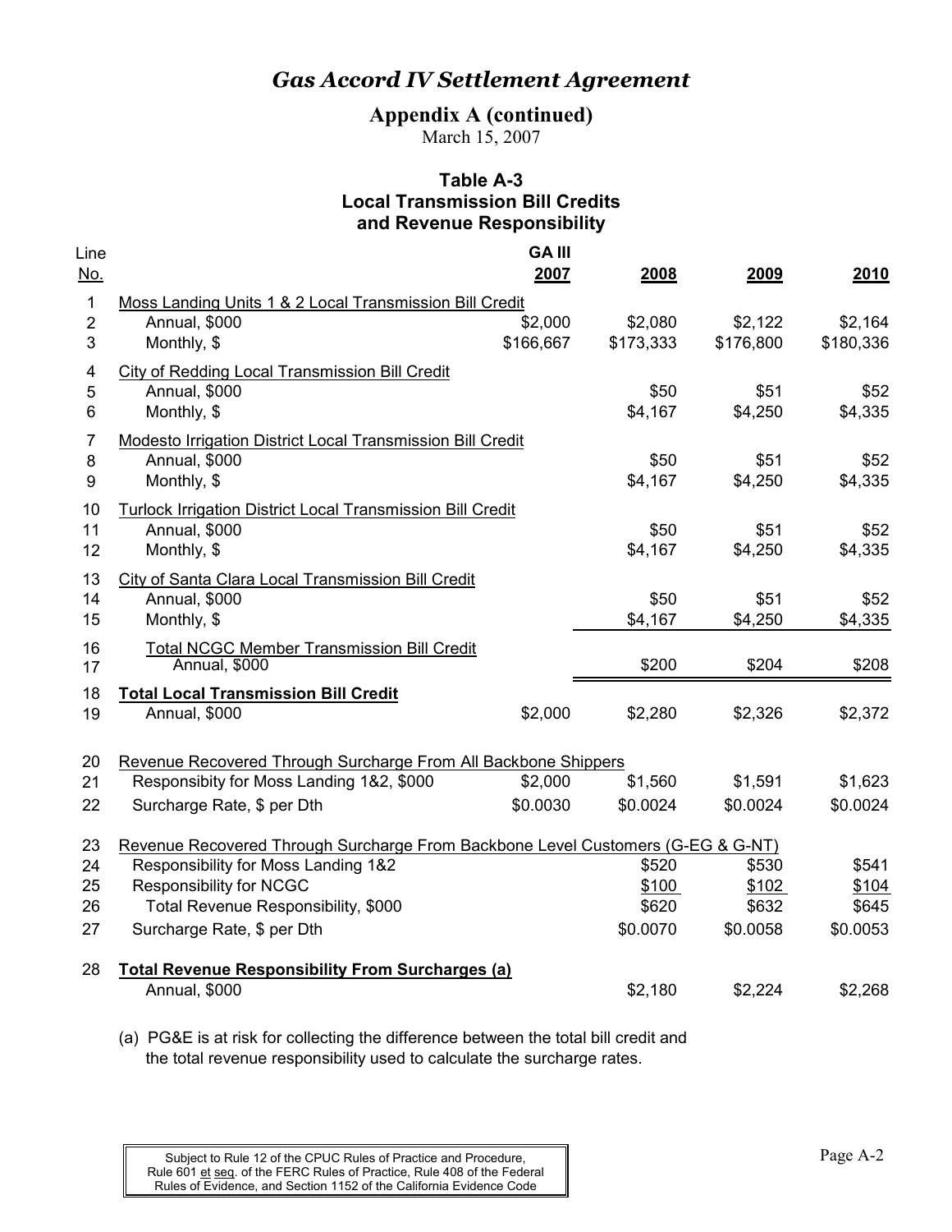# *Gas Accord IV Settlement Agreement*

## Appendix A (continued)

March 15, 2007

### Table A-3
### Local Transmission Bill Credits and Revenue Responsibility

| Line No. | | GA III 2007 | 2008 | 2009 | 2010 |
|---|---|---|---|---|---|
| 1 | Moss Landing Units 1 & 2 Local Transmission Bill Credit | | | | |
| 2 | Annual, $000 | $2,000 | $2,080 | $2,122 | $2,164 |
| 3 | Monthly, $ | $166,667 | $173,333 | $176,800 | $180,336 |
| 4 | City of Redding Local Transmission Bill Credit | | | | |
| 5 | Annual, $000 | | $50 | $51 | $52 |
| 6 | Monthly, $ | | $4,167 | $4,250 | $4,335 |
| 7 | Modesto Irrigation District Local Transmission Bill Credit | | | | |
| 8 | Annual, $000 | | $50 | $51 | $52 |
| 9 | Monthly, $ | | $4,167 | $4,250 | $4,335 |
| 10 | Turlock Irrigation District Local Transmission Bill Credit | | | | |
| 11 | Annual, $000 | | $50 | $51 | $52 |
| 12 | Monthly, $ | | $4,167 | $4,250 | $4,335 |
| 13 | City of Santa Clara Local Transmission Bill Credit | | | | |
| 14 | Annual, $000 | | $50 | $51 | $52 |
| 15 | Monthly, $ | | $4,167 | $4,250 | $4,335 |
| 16 | Total NCGC Member Transmission Bill Credit | | | | |
| 17 | Annual, $000 | | $200 | $204 | $208 |
| 18 | **Total Local Transmission Bill Credit** | | | | |
| 19 | Annual, $000 | $2,000 | $2,280 | $2,326 | $2,372 |
| 20 | Revenue Recovered Through Surcharge From All Backbone Shippers | | | | |
| 21 | Responsibity for Moss Landing 1&2, $000 | $2,000 | $1,560 | $1,591 | $1,623 |
| 22 | Surcharge Rate, $ per Dth | $0.0030 | $0.0024 | $0.0024 | $0.0024 |
| 23 | Revenue Recovered Through Surcharge From Backbone Level Customers (G-EG & G-NT) | | | | |
| 24 | Responsibility for Moss Landing 1&2 | | $520 | $530 | $541 |
| 25 | Responsibility for NCGC | | $100 | $102 | $104 |
| 26 | Total Revenue Responsibility, $000 | | $620 | $632 | $645 |
| 27 | Surcharge Rate, $ per Dth | | $0.0070 | $0.0058 | $0.0053 |
| 28 | **Total Revenue Responsibility From Surcharges (a)** | | | | |
| | Annual, $000 | | $2,180 | $2,224 | $2,268 |

(a) PG&E is at risk for collecting the difference between the total bill credit and the total revenue responsibility used to calculate the surcharge rates.

Subject to Rule 12 of the CPUC Rules of Practice and Procedure, Rule 601 et seq. of the FERC Rules of Practice, Rule 408 of the Federal Rules of Evidence, and Section 1152 of the California Evidence Code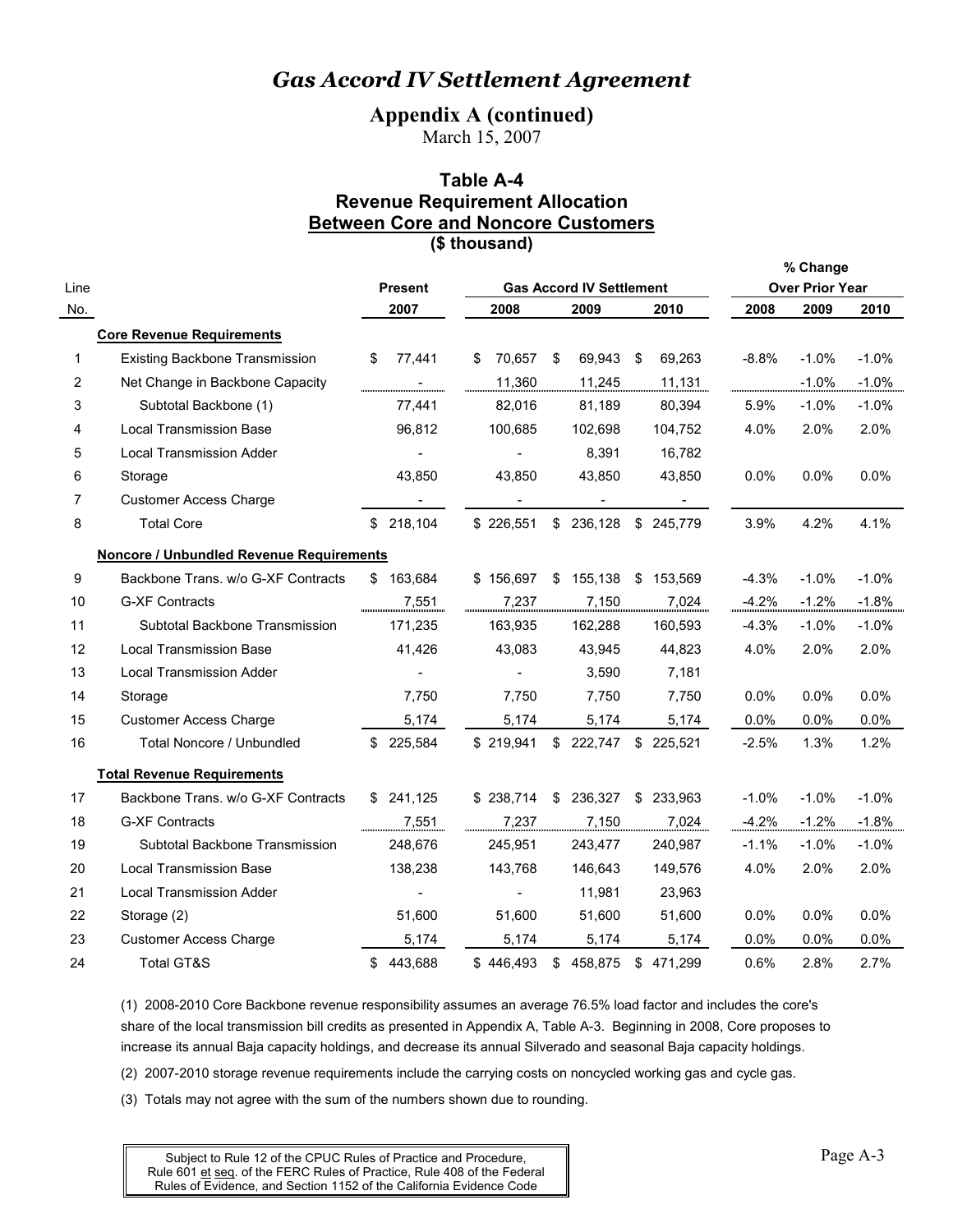# *Gas Accord IV Settlement Agreement*

## Appendix A (continued)

March 15, 2007

### Table A-4
### Revenue Requirement Allocation
### Between Core and Noncore Customers
### ($ thousand)

| Line No. | | Present 2007 | Gas Accord IV Settlement 2008 | Gas Accord IV Settlement 2009 | Gas Accord IV Settlement 2010 | % Change Over Prior Year 2008 | % Change Over Prior Year 2009 | % Change Over Prior Year 2010 |
|---|---|---|---|---|---|---|---|---|
| | **Core Revenue Requirements** | | | | | | | |
| 1 | Existing Backbone Transmission | $ 77,441 | $ 70,657 | $ 69,943 | $ 69,263 | -8.8% | -1.0% | -1.0% |
| 2 | Net Change in Backbone Capacity | - | 11,360 | 11,245 | 11,131 | | -1.0% | -1.0% |
| 3 | Subtotal Backbone (1) | 77,441 | 82,016 | 81,189 | 80,394 | 5.9% | -1.0% | -1.0% |
| 4 | Local Transmission Base | 96,812 | 100,685 | 102,698 | 104,752 | 4.0% | 2.0% | 2.0% |
| 5 | Local Transmission Adder | - | - | 8,391 | 16,782 | | | |
| 6 | Storage | 43,850 | 43,850 | 43,850 | 43,850 | 0.0% | 0.0% | 0.0% |
| 7 | Customer Access Charge | - | - | - | - | | | |
| 8 | Total Core | $ 218,104 | $ 226,551 | $ 236,128 | $ 245,779 | 3.9% | 4.2% | 4.1% |
| | **Noncore / Unbundled Revenue Requirements** | | | | | | | |
| 9 | Backbone Trans. w/o G-XF Contracts | $ 163,684 | $ 156,697 | $ 155,138 | $ 153,569 | -4.3% | -1.0% | -1.0% |
| 10 | G-XF Contracts | 7,551 | 7,237 | 7,150 | 7,024 | -4.2% | -1.2% | -1.8% |
| 11 | Subtotal Backbone Transmission | 171,235 | 163,935 | 162,288 | 160,593 | -4.3% | -1.0% | -1.0% |
| 12 | Local Transmission Base | 41,426 | 43,083 | 43,945 | 44,823 | 4.0% | 2.0% | 2.0% |
| 13 | Local Transmission Adder | - | - | 3,590 | 7,181 | | | |
| 14 | Storage | 7,750 | 7,750 | 7,750 | 7,750 | 0.0% | 0.0% | 0.0% |
| 15 | Customer Access Charge | 5,174 | 5,174 | 5,174 | 5,174 | 0.0% | 0.0% | 0.0% |
| 16 | Total Noncore / Unbundled | $ 225,584 | $ 219,941 | $ 222,747 | $ 225,521 | -2.5% | 1.3% | 1.2% |
| | **Total Revenue Requirements** | | | | | | | |
| 17 | Backbone Trans. w/o G-XF Contracts | $ 241,125 | $ 238,714 | $ 236,327 | $ 233,963 | -1.0% | -1.0% | -1.0% |
| 18 | G-XF Contracts | 7,551 | 7,237 | 7,150 | 7,024 | -4.2% | -1.2% | -1.8% |
| 19 | Subtotal Backbone Transmission | 248,676 | 245,951 | 243,477 | 240,987 | -1.1% | -1.0% | -1.0% |
| 20 | Local Transmission Base | 138,238 | 143,768 | 146,643 | 149,576 | 4.0% | 2.0% | 2.0% |
| 21 | Local Transmission Adder | - | - | 11,981 | 23,963 | | | |
| 22 | Storage (2) | 51,600 | 51,600 | 51,600 | 51,600 | 0.0% | 0.0% | 0.0% |
| 23 | Customer Access Charge | 5,174 | 5,174 | 5,174 | 5,174 | 0.0% | 0.0% | 0.0% |
| 24 | Total GT&S | $ 443,688 | $ 446,493 | $ 458,875 | $ 471,299 | 0.6% | 2.8% | 2.7% |

(1) 2008-2010 Core Backbone revenue responsibility assumes an average 76.5% load factor and includes the core's share of the local transmission bill credits as presented in Appendix A, Table A-3. Beginning in 2008, Core proposes to increase its annual Baja capacity holdings, and decrease its annual Silverado and seasonal Baja capacity holdings.

(2) 2007-2010 storage revenue requirements include the carrying costs on noncycled working gas and cycle gas.

(3) Totals may not agree with the sum of the numbers shown due to rounding.

Subject to Rule 12 of the CPUC Rules of Practice and Procedure, Rule 601 et seq. of the FERC Rules of Practice, Rule 408 of the Federal Rules of Evidence, and Section 1152 of the California Evidence Code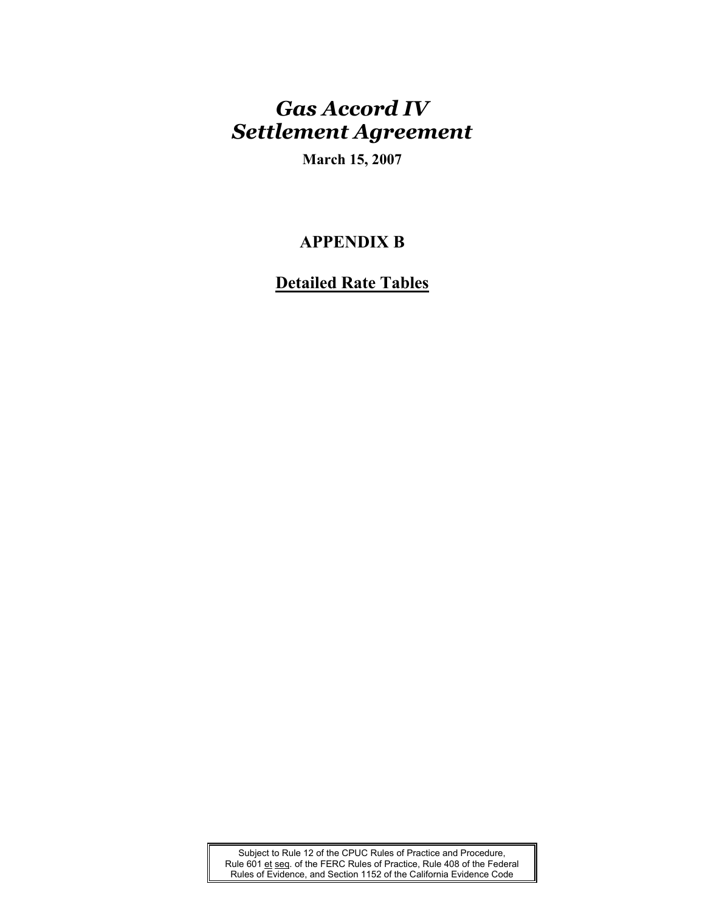# *Gas Accord IV Settlement Agreement*

**March 15, 2007**

## APPENDIX B

## Detailed Rate Tables

Subject to Rule 12 of the CPUC Rules of Practice and Procedure, Rule 601 et seq. of the FERC Rules of Practice, Rule 408 of the Federal Rules of Evidence, and Section 1152 of the California Evidence Code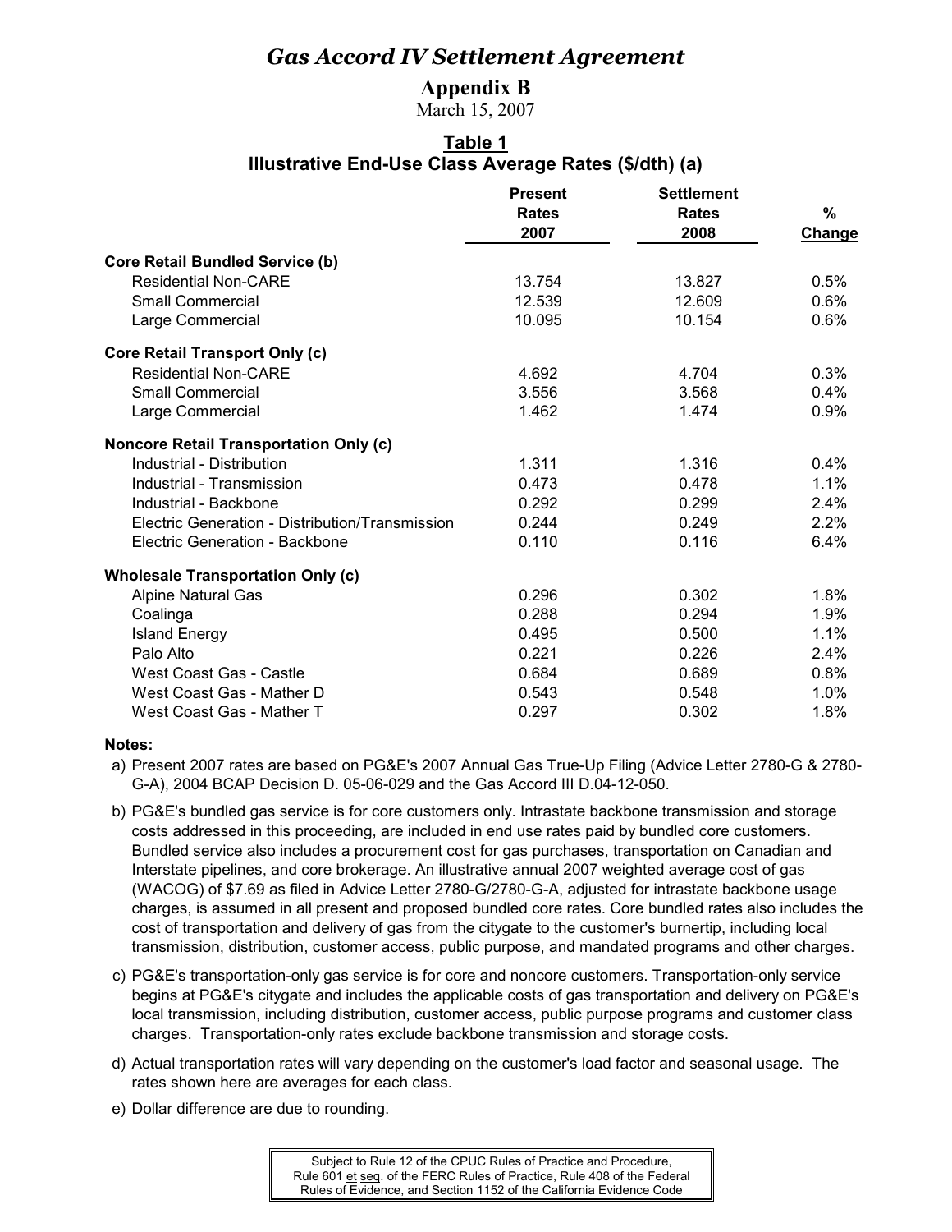# *Gas Accord IV Settlement Agreement*

## Appendix B

March 15, 2007

### Table 1
### Illustrative End-Use Class Average Rates ($/dth) (a)

| | Present Rates 2007 | Settlement Rates 2008 | % Change |
|---|---|---|---|
| **Core Retail Bundled Service (b)** | | | |
| Residential Non-CARE | 13.754 | 13.827 | 0.5% |
| Small Commercial | 12.539 | 12.609 | 0.6% |
| Large Commercial | 10.095 | 10.154 | 0.6% |
| **Core Retail Transport Only (c)** | | | |
| Residential Non-CARE | 4.692 | 4.704 | 0.3% |
| Small Commercial | 3.556 | 3.568 | 0.4% |
| Large Commercial | 1.462 | 1.474 | 0.9% |
| **Noncore Retail Transportation Only (c)** | | | |
| Industrial - Distribution | 1.311 | 1.316 | 0.4% |
| Industrial - Transmission | 0.473 | 0.478 | 1.1% |
| Industrial - Backbone | 0.292 | 0.299 | 2.4% |
| Electric Generation - Distribution/Transmission | 0.244 | 0.249 | 2.2% |
| Electric Generation - Backbone | 0.110 | 0.116 | 6.4% |
| **Wholesale Transportation Only (c)** | | | |
| Alpine Natural Gas | 0.296 | 0.302 | 1.8% |
| Coalinga | 0.288 | 0.294 | 1.9% |
| Island Energy | 0.495 | 0.500 | 1.1% |
| Palo Alto | 0.221 | 0.226 | 2.4% |
| West Coast Gas - Castle | 0.684 | 0.689 | 0.8% |
| West Coast Gas - Mather D | 0.543 | 0.548 | 1.0% |
| West Coast Gas - Mather T | 0.297 | 0.302 | 1.8% |

**Notes:**

a) Present 2007 rates are based on PG&E's 2007 Annual Gas True-Up Filing (Advice Letter 2780-G & 2780-G-A), 2004 BCAP Decision D. 05-06-029 and the Gas Accord III D.04-12-050.

b) PG&E's bundled gas service is for core customers only. Intrastate backbone transmission and storage costs addressed in this proceeding, are included in end use rates paid by bundled core customers. Bundled service also includes a procurement cost for gas purchases, transportation on Canadian and Interstate pipelines, and core brokerage. An illustrative annual 2007 weighted average cost of gas (WACOG) of $7.69 as filed in Advice Letter 2780-G/2780-G-A, adjusted for intrastate backbone usage charges, is assumed in all present and proposed bundled core rates. Core bundled rates also includes the cost of transportation and delivery of gas from the citygate to the customer's burnertip, including local transmission, distribution, customer access, public purpose, and mandated programs and other charges.

c) PG&E's transportation-only gas service is for core and noncore customers. Transportation-only service begins at PG&E's citygate and includes the applicable costs of gas transportation and delivery on PG&E's local transmission, including distribution, customer access, public purpose programs and customer class charges. Transportation-only rates exclude backbone transmission and storage costs.

d) Actual transportation rates will vary depending on the customer's load factor and seasonal usage. The rates shown here are averages for each class.

e) Dollar difference are due to rounding.

Subject to Rule 12 of the CPUC Rules of Practice and Procedure, Rule 601 *et seq*. of the FERC Rules of Practice, Rule 408 of the Federal Rules of Evidence, and Section 1152 of the California Evidence Code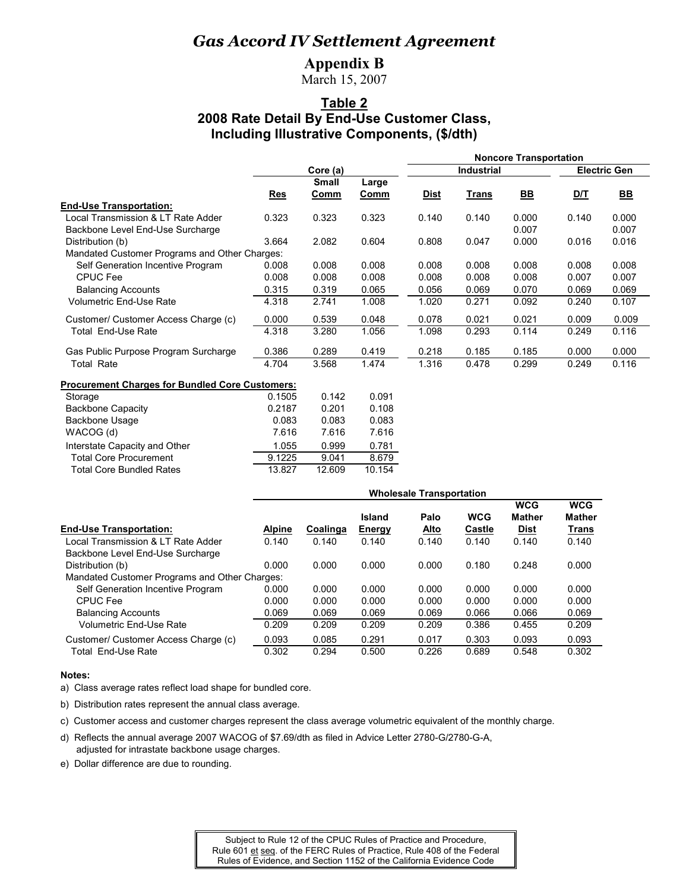# *Gas Accord IV Settlement Agreement*

## Appendix B

March 15, 2007

### Table 2
### 2008 Rate Detail By End-Use Customer Class, Including Illustrative Components, ($/dth)

| | Core (a) | | | Noncore Transportation | | | | |
|---|---|---|---|---|---|---|---|---|
| | | | | Industrial | | | Electric Gen | |
| | Res | Small Comm | Large Comm | Dist | Trans | BB | D/T | BB |
| **End-Use Transportation:** | | | | | | | | |
| Local Transmission & LT Rate Adder | 0.323 | 0.323 | 0.323 | 0.140 | 0.140 | 0.000 | 0.140 | 0.000 |
| Backbone Level End-Use Surcharge | | | | | | 0.007 | | 0.007 |
| Distribution (b) | 3.664 | 2.082 | 0.604 | 0.808 | 0.047 | 0.000 | 0.016 | 0.016 |
| Mandated Customer Programs and Other Charges: | | | | | | | | |
| Self Generation Incentive Program | 0.008 | 0.008 | 0.008 | 0.008 | 0.008 | 0.008 | 0.008 | 0.008 |
| CPUC Fee | 0.008 | 0.008 | 0.008 | 0.008 | 0.008 | 0.008 | 0.007 | 0.007 |
| Balancing Accounts | 0.315 | 0.319 | 0.065 | 0.056 | 0.069 | 0.070 | 0.069 | 0.069 |
| Volumetric End-Use Rate | 4.318 | 2.741 | 1.008 | 1.020 | 0.271 | 0.092 | 0.240 | 0.107 |
| Customer/ Customer Access Charge (c) | 0.000 | 0.539 | 0.048 | 0.078 | 0.021 | 0.021 | 0.009 | 0.009 |
| Total End-Use Rate | 4.318 | 3.280 | 1.056 | 1.098 | 0.293 | 0.114 | 0.249 | 0.116 |
| Gas Public Purpose Program Surcharge | 0.386 | 0.289 | 0.419 | 0.218 | 0.185 | 0.185 | 0.000 | 0.000 |
| Total Rate | 4.704 | 3.568 | 1.474 | 1.316 | 0.478 | 0.299 | 0.249 | 0.116 |
| **Procurement Charges for Bundled Core Customers:** | | | | | | | | |
| Storage | 0.1505 | 0.142 | 0.091 | | | | | |
| Backbone Capacity | 0.2187 | 0.201 | 0.108 | | | | | |
| Backbone Usage | 0.083 | 0.083 | 0.083 | | | | | |
| WACOG (d) | 7.616 | 7.616 | 7.616 | | | | | |
| Interstate Capacity and Other | 1.055 | 0.999 | 0.781 | | | | | |
| Total Core Procurement | 9.1225 | 9.041 | 8.679 | | | | | |
| Total Core Bundled Rates | 13.827 | 12.609 | 10.154 | | | | | |

| | Wholesale Transportation | | | | | | |
|---|---|---|---|---|---|---|---|
| **End-Use Transportation:** | Alpine | Coalinga | Island Energy | Palo Alto | WCG Castle | WCG Mather Dist | WCG Mather Trans |
| Local Transmission & LT Rate Adder | 0.140 | 0.140 | 0.140 | 0.140 | 0.140 | 0.140 | 0.140 |
| Backbone Level End-Use Surcharge | | | | | | | |
| Distribution (b) | 0.000 | 0.000 | 0.000 | 0.000 | 0.180 | 0.248 | 0.000 |
| Mandated Customer Programs and Other Charges: | | | | | | | |
| Self Generation Incentive Program | 0.000 | 0.000 | 0.000 | 0.000 | 0.000 | 0.000 | 0.000 |
| CPUC Fee | 0.000 | 0.000 | 0.000 | 0.000 | 0.000 | 0.000 | 0.000 |
| Balancing Accounts | 0.069 | 0.069 | 0.069 | 0.069 | 0.066 | 0.066 | 0.069 |
| Volumetric End-Use Rate | 0.209 | 0.209 | 0.209 | 0.209 | 0.386 | 0.455 | 0.209 |
| Customer/ Customer Access Charge (c) | 0.093 | 0.085 | 0.291 | 0.017 | 0.303 | 0.093 | 0.093 |
| Total End-Use Rate | 0.302 | 0.294 | 0.500 | 0.226 | 0.689 | 0.548 | 0.302 |

**Notes:**

a) Class average rates reflect load shape for bundled core.

b) Distribution rates represent the annual class average.

c) Customer access and customer charges represent the class average volumetric equivalent of the monthly charge.

d) Reflects the annual average 2007 WACOG of $7.69/dth as filed in Advice Letter 2780-G/2780-G-A, adjusted for intrastate backbone usage charges.

e) Dollar difference are due to rounding.

Subject to Rule 12 of the CPUC Rules of Practice and Procedure, Rule 601 et seq. of the FERC Rules of Practice, Rule 408 of the Federal Rules of Evidence, and Section 1152 of the California Evidence Code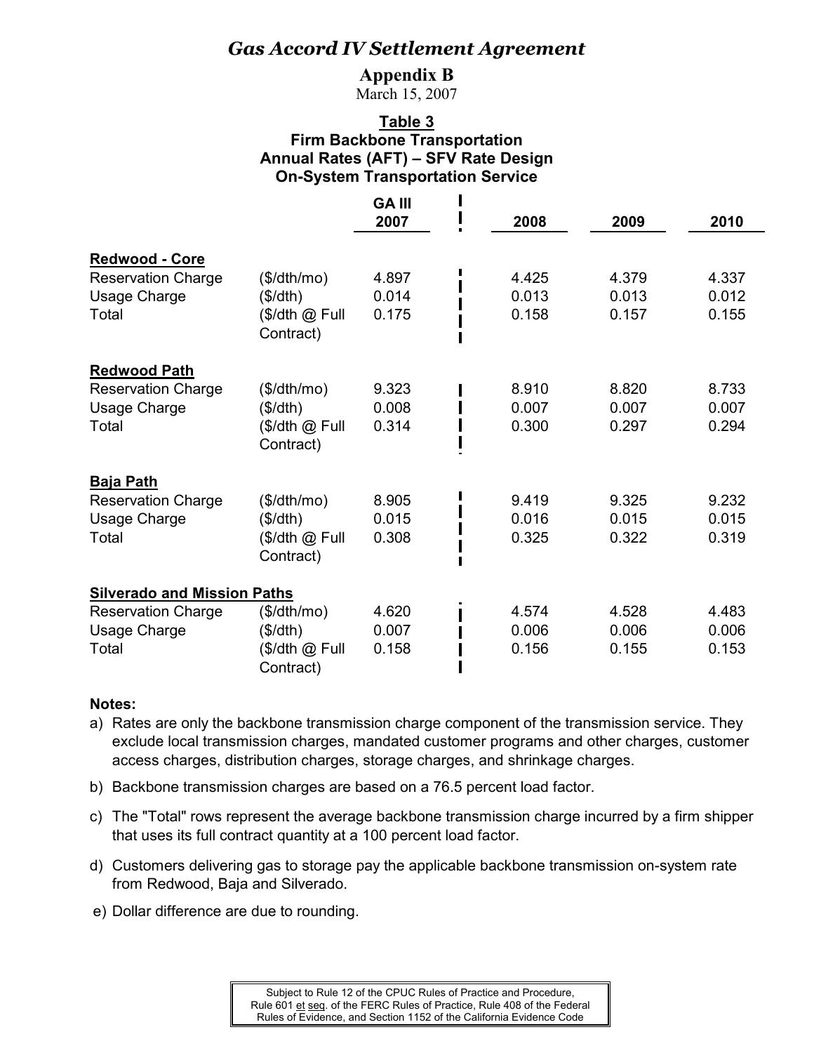# *Gas Accord IV Settlement Agreement*

## Appendix B

March 15, 2007

### Table 3
### Firm Backbone Transportation
### Annual Rates (AFT) – SFV Rate Design
### On-System Transportation Service

| | | GA III 2007 | 2008 | 2009 | 2010 |
|---|---|---|---|---|---|
| **Redwood - Core** | | | | | |
| Reservation Charge | ($/dth/mo) | 4.897 | 4.425 | 4.379 | 4.337 |
| Usage Charge | ($/dth) | 0.014 | 0.013 | 0.013 | 0.012 |
| Total | ($/dth @ Full Contract) | 0.175 | 0.158 | 0.157 | 0.155 |
| **Redwood Path** | | | | | |
| Reservation Charge | ($/dth/mo) | 9.323 | 8.910 | 8.820 | 8.733 |
| Usage Charge | ($/dth) | 0.008 | 0.007 | 0.007 | 0.007 |
| Total | ($/dth @ Full Contract) | 0.314 | 0.300 | 0.297 | 0.294 |
| **Baja Path** | | | | | |
| Reservation Charge | ($/dth/mo) | 8.905 | 9.419 | 9.325 | 9.232 |
| Usage Charge | ($/dth) | 0.015 | 0.016 | 0.015 | 0.015 |
| Total | ($/dth @ Full Contract) | 0.308 | 0.325 | 0.322 | 0.319 |
| **Silverado and Mission Paths** | | | | | |
| Reservation Charge | ($/dth/mo) | 4.620 | 4.574 | 4.528 | 4.483 |
| Usage Charge | ($/dth) | 0.007 | 0.006 | 0.006 | 0.006 |
| Total | ($/dth @ Full Contract) | 0.158 | 0.156 | 0.155 | 0.153 |

**Notes:**

a) Rates are only the backbone transmission charge component of the transmission service. They exclude local transmission charges, mandated customer programs and other charges, customer access charges, distribution charges, storage charges, and shrinkage charges.

b) Backbone transmission charges are based on a 76.5 percent load factor.

c) The "Total" rows represent the average backbone transmission charge incurred by a firm shipper that uses its full contract quantity at a 100 percent load factor.

d) Customers delivering gas to storage pay the applicable backbone transmission on-system rate from Redwood, Baja and Silverado.

e) Dollar difference are due to rounding.

Subject to Rule 12 of the CPUC Rules of Practice and Procedure, Rule 601 et seq. of the FERC Rules of Practice, Rule 408 of the Federal Rules of Evidence, and Section 1152 of the California Evidence Code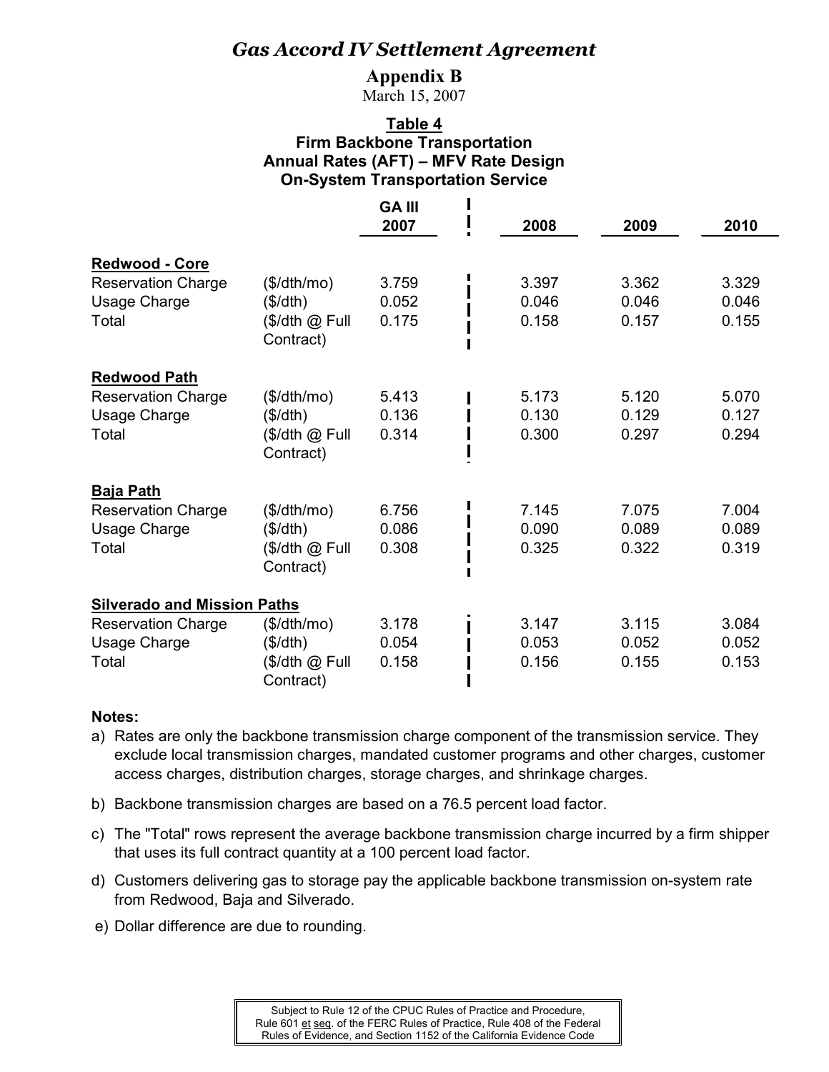# *Gas Accord IV Settlement Agreement*

**Appendix B**

March 15, 2007

**Table 4**
**Firm Backbone Transportation**
**Annual Rates (AFT) – MFV Rate Design**
**On-System Transportation Service**

| | | GA III 2007 | 2008 | 2009 | 2010 |
|---|---|---|---|---|---|
| **Redwood - Core** | | | | | |
| Reservation Charge | ($/dth/mo) | 3.759 | 3.397 | 3.362 | 3.329 |
| Usage Charge | ($/dth) | 0.052 | 0.046 | 0.046 | 0.046 |
| Total | ($/dth @ Full Contract) | 0.175 | 0.158 | 0.157 | 0.155 |
| **Redwood Path** | | | | | |
| Reservation Charge | ($/dth/mo) | 5.413 | 5.173 | 5.120 | 5.070 |
| Usage Charge | ($/dth) | 0.136 | 0.130 | 0.129 | 0.127 |
| Total | ($/dth @ Full Contract) | 0.314 | 0.300 | 0.297 | 0.294 |
| **Baja Path** | | | | | |
| Reservation Charge | ($/dth/mo) | 6.756 | 7.145 | 7.075 | 7.004 |
| Usage Charge | ($/dth) | 0.086 | 0.090 | 0.089 | 0.089 |
| Total | ($/dth @ Full Contract) | 0.308 | 0.325 | 0.322 | 0.319 |
| **Silverado and Mission Paths** | | | | | |
| Reservation Charge | ($/dth/mo) | 3.178 | 3.147 | 3.115 | 3.084 |
| Usage Charge | ($/dth) | 0.054 | 0.053 | 0.052 | 0.052 |
| Total | ($/dth @ Full Contract) | 0.158 | 0.156 | 0.155 | 0.153 |

**Notes:**

a) Rates are only the backbone transmission charge component of the transmission service. They exclude local transmission charges, mandated customer programs and other charges, customer access charges, distribution charges, storage charges, and shrinkage charges.

b) Backbone transmission charges are based on a 76.5 percent load factor.

c) The "Total" rows represent the average backbone transmission charge incurred by a firm shipper that uses its full contract quantity at a 100 percent load factor.

d) Customers delivering gas to storage pay the applicable backbone transmission on-system rate from Redwood, Baja and Silverado.

e) Dollar difference are due to rounding.

Subject to Rule 12 of the CPUC Rules of Practice and Procedure, Rule 601 et seq. of the FERC Rules of Practice, Rule 408 of the Federal Rules of Evidence, and Section 1152 of the California Evidence Code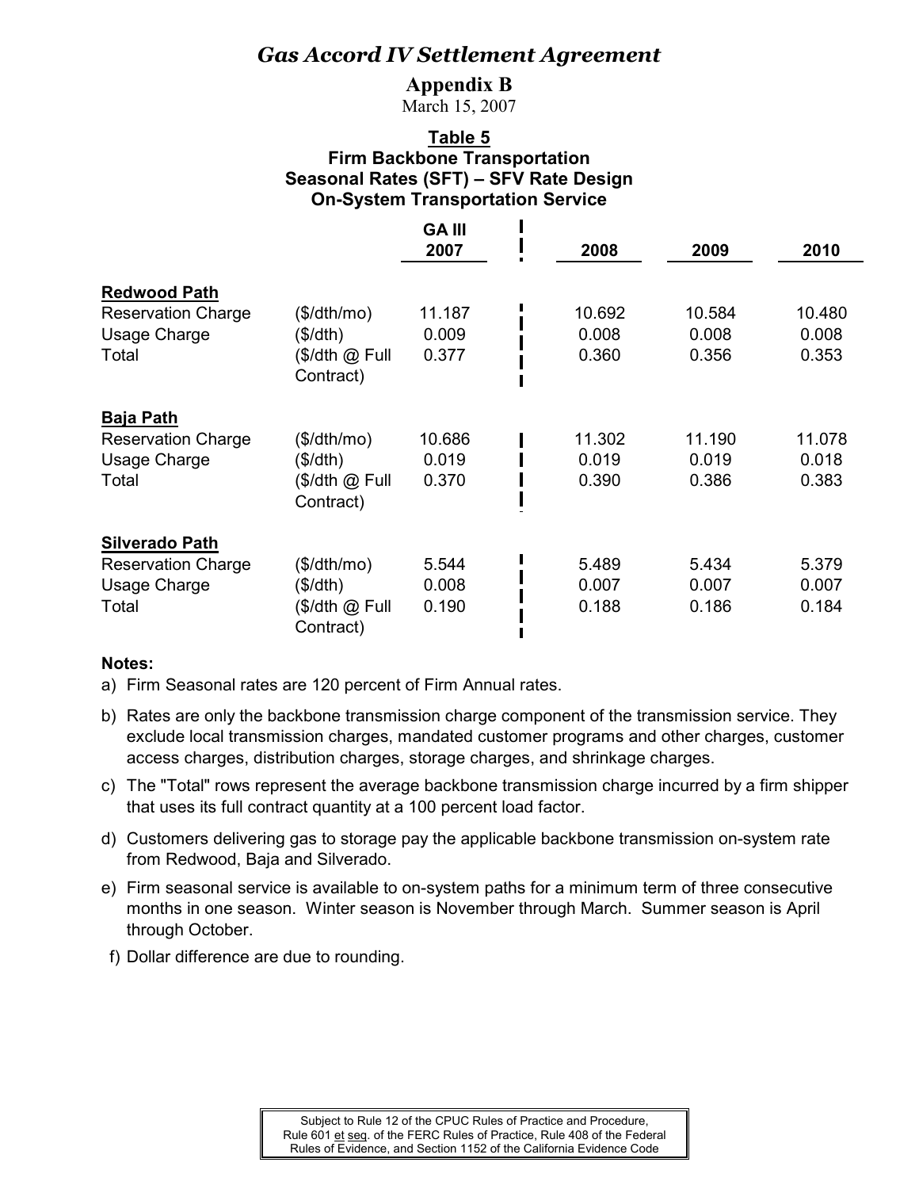# *Gas Accord IV Settlement Agreement*

**Appendix B**

March 15, 2007

**Table 5**
**Firm Backbone Transportation**
**Seasonal Rates (SFT) – SFV Rate Design**
**On-System Transportation Service**

| | | GA III 2007 | 2008 | 2009 | 2010 |
|---|---|---|---|---|---|
| **Redwood Path** | | | | | |
| Reservation Charge | ($/dth/mo) | 11.187 | 10.692 | 10.584 | 10.480 |
| Usage Charge | ($/dth) | 0.009 | 0.008 | 0.008 | 0.008 |
| Total | ($/dth @ Full Contract) | 0.377 | 0.360 | 0.356 | 0.353 |
| **Baja Path** | | | | | |
| Reservation Charge | ($/dth/mo) | 10.686 | 11.302 | 11.190 | 11.078 |
| Usage Charge | ($/dth) | 0.019 | 0.019 | 0.019 | 0.018 |
| Total | ($/dth @ Full Contract) | 0.370 | 0.390 | 0.386 | 0.383 |
| **Silverado Path** | | | | | |
| Reservation Charge | ($/dth/mo) | 5.544 | 5.489 | 5.434 | 5.379 |
| Usage Charge | ($/dth) | 0.008 | 0.007 | 0.007 | 0.007 |
| Total | ($/dth @ Full Contract) | 0.190 | 0.188 | 0.186 | 0.184 |

**Notes:**

a) Firm Seasonal rates are 120 percent of Firm Annual rates.

b) Rates are only the backbone transmission charge component of the transmission service. They exclude local transmission charges, mandated customer programs and other charges, customer access charges, distribution charges, storage charges, and shrinkage charges.

c) The "Total" rows represent the average backbone transmission charge incurred by a firm shipper that uses its full contract quantity at a 100 percent load factor.

d) Customers delivering gas to storage pay the applicable backbone transmission on-system rate from Redwood, Baja and Silverado.

e) Firm seasonal service is available to on-system paths for a minimum term of three consecutive months in one season. Winter season is November through March. Summer season is April through October.

f) Dollar difference are due to rounding.

Subject to Rule 12 of the CPUC Rules of Practice and Procedure, Rule 601 et seq. of the FERC Rules of Practice, Rule 408 of the Federal Rules of Evidence, and Section 1152 of the California Evidence Code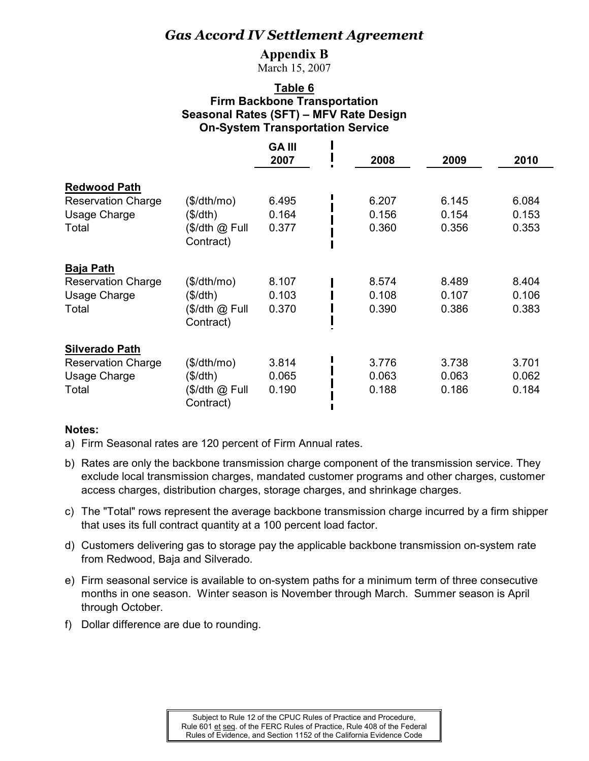# *Gas Accord IV Settlement Agreement*

**Appendix B**

March 15, 2007

**Table 6**
**Firm Backbone Transportation**
**Seasonal Rates (SFT) – MFV Rate Design**
**On-System Transportation Service**

| | | GA III 2007 | 2008 | 2009 | 2010 |
|---|---|---|---|---|---|
| **Redwood Path** | | | | | |
| Reservation Charge | ($/dth/mo) | 6.495 | 6.207 | 6.145 | 6.084 |
| Usage Charge | ($/dth) | 0.164 | 0.156 | 0.154 | 0.153 |
| Total | ($/dth @ Full Contract) | 0.377 | 0.360 | 0.356 | 0.353 |
| **Baja Path** | | | | | |
| Reservation Charge | ($/dth/mo) | 8.107 | 8.574 | 8.489 | 8.404 |
| Usage Charge | ($/dth) | 0.103 | 0.108 | 0.107 | 0.106 |
| Total | ($/dth @ Full Contract) | 0.370 | 0.390 | 0.386 | 0.383 |
| **Silverado Path** | | | | | |
| Reservation Charge | ($/dth/mo) | 3.814 | 3.776 | 3.738 | 3.701 |
| Usage Charge | ($/dth) | 0.065 | 0.063 | 0.063 | 0.062 |
| Total | ($/dth @ Full Contract) | 0.190 | 0.188 | 0.186 | 0.184 |

**Notes:**

a) Firm Seasonal rates are 120 percent of Firm Annual rates.

b) Rates are only the backbone transmission charge component of the transmission service. They exclude local transmission charges, mandated customer programs and other charges, customer access charges, distribution charges, storage charges, and shrinkage charges.

c) The "Total" rows represent the average backbone transmission charge incurred by a firm shipper that uses its full contract quantity at a 100 percent load factor.

d) Customers delivering gas to storage pay the applicable backbone transmission on-system rate from Redwood, Baja and Silverado.

e) Firm seasonal service is available to on-system paths for a minimum term of three consecutive months in one season. Winter season is November through March. Summer season is April through October.

f) Dollar difference are due to rounding.

Subject to Rule 12 of the CPUC Rules of Practice and Procedure, Rule 601 et seq. of the FERC Rules of Practice, Rule 408 of the Federal Rules of Evidence, and Section 1152 of the California Evidence Code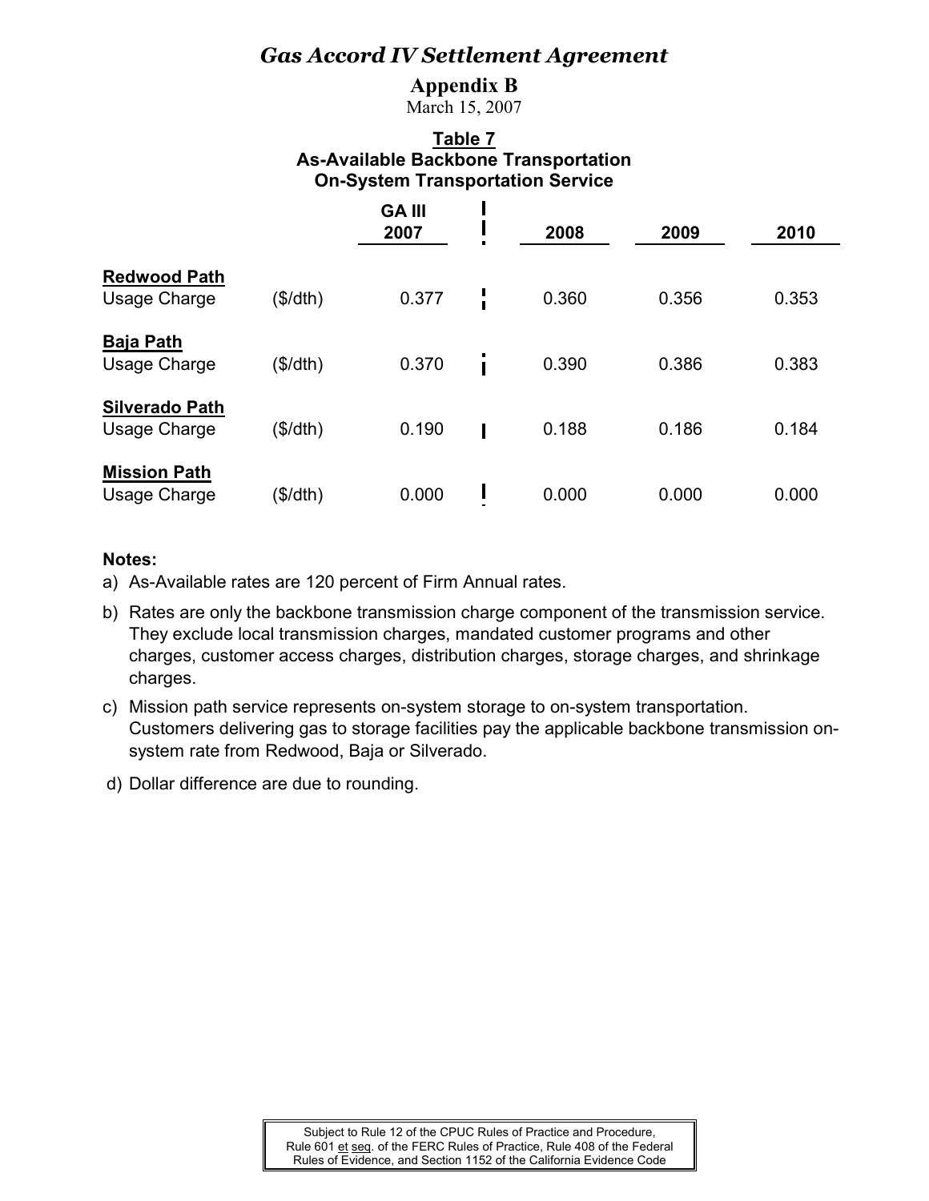# *Gas Accord IV Settlement Agreement*

## Appendix B

March 15, 2007

### Table 7
### As-Available Backbone Transportation
### On-System Transportation Service

| | | GA III 2007 | 2008 | 2009 | 2010 |
|---|---|---|---|---|---|
| **Redwood Path** | | | | | |
| Usage Charge | ($/dth) | 0.377 | 0.360 | 0.356 | 0.353 |
| **Baja Path** | | | | | |
| Usage Charge | ($/dth) | 0.370 | 0.390 | 0.386 | 0.383 |
| **Silverado Path** | | | | | |
| Usage Charge | ($/dth) | 0.190 | 0.188 | 0.186 | 0.184 |
| **Mission Path** | | | | | |
| Usage Charge | ($/dth) | 0.000 | 0.000 | 0.000 | 0.000 |

**Notes:**

a) As-Available rates are 120 percent of Firm Annual rates.

b) Rates are only the backbone transmission charge component of the transmission service. They exclude local transmission charges, mandated customer programs and other charges, customer access charges, distribution charges, storage charges, and shrinkage charges.

c) Mission path service represents on-system storage to on-system transportation. Customers delivering gas to storage facilities pay the applicable backbone transmission on-system rate from Redwood, Baja or Silverado.

d) Dollar difference are due to rounding.

Subject to Rule 12 of the CPUC Rules of Practice and Procedure, Rule 601 et seq. of the FERC Rules of Practice, Rule 408 of the Federal Rules of Evidence, and Section 1152 of the California Evidence Code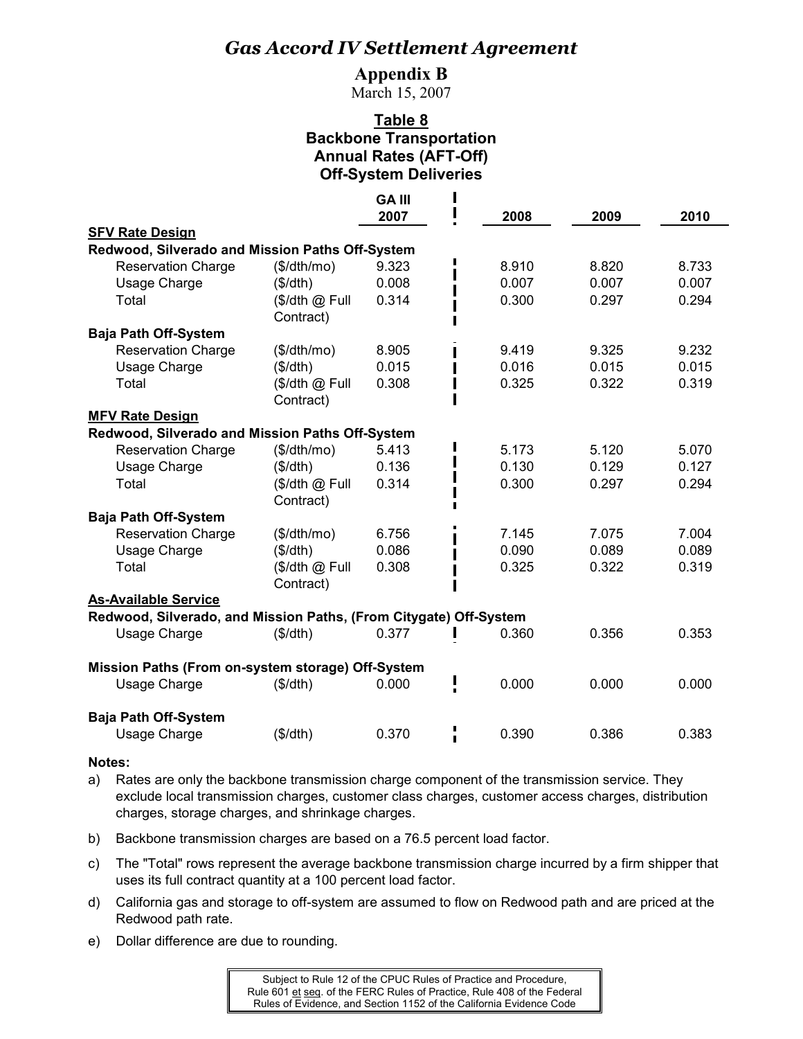# *Gas Accord IV Settlement Agreement*

## Appendix B

March 15, 2007

### Table 8
### Backbone Transportation
### Annual Rates (AFT-Off)
### Off-System Deliveries

| | | GA III 2007 | 2008 | 2009 | 2010 |
|---|---|---|---|---|---|
| **SFV Rate Design** | | | | | |
| **Redwood, Silverado and Mission Paths Off-System** | | | | | |
| Reservation Charge | ($/dth/mo) | 9.323 | 8.910 | 8.820 | 8.733 |
| Usage Charge | ($/dth) | 0.008 | 0.007 | 0.007 | 0.007 |
| Total | ($/dth @ Full Contract) | 0.314 | 0.300 | 0.297 | 0.294 |
| **Baja Path Off-System** | | | | | |
| Reservation Charge | ($/dth/mo) | 8.905 | 9.419 | 9.325 | 9.232 |
| Usage Charge | ($/dth) | 0.015 | 0.016 | 0.015 | 0.015 |
| Total | ($/dth @ Full Contract) | 0.308 | 0.325 | 0.322 | 0.319 |
| **MFV Rate Design** | | | | | |
| **Redwood, Silverado and Mission Paths Off-System** | | | | | |
| Reservation Charge | ($/dth/mo) | 5.413 | 5.173 | 5.120 | 5.070 |
| Usage Charge | ($/dth) | 0.136 | 0.130 | 0.129 | 0.127 |
| Total | ($/dth @ Full Contract) | 0.314 | 0.300 | 0.297 | 0.294 |
| **Baja Path Off-System** | | | | | |
| Reservation Charge | ($/dth/mo) | 6.756 | 7.145 | 7.075 | 7.004 |
| Usage Charge | ($/dth) | 0.086 | 0.090 | 0.089 | 0.089 |
| Total | ($/dth @ Full Contract) | 0.308 | 0.325 | 0.322 | 0.319 |
| **As-Available Service** | | | | | |
| **Redwood, Silverado, and Mission Paths, (From Citygate) Off-System** | | | | | |
| Usage Charge | ($/dth) | 0.377 | 0.360 | 0.356 | 0.353 |
| **Mission Paths (From on-system storage) Off-System** | | | | | |
| Usage Charge | ($/dth) | 0.000 | 0.000 | 0.000 | 0.000 |
| **Baja Path Off-System** | | | | | |
| Usage Charge | ($/dth) | 0.370 | 0.390 | 0.386 | 0.383 |

**Notes:**

a) Rates are only the backbone transmission charge component of the transmission service. They exclude local transmission charges, customer class charges, customer access charges, distribution charges, storage charges, and shrinkage charges.

b) Backbone transmission charges are based on a 76.5 percent load factor.

c) The "Total" rows represent the average backbone transmission charge incurred by a firm shipper that uses its full contract quantity at a 100 percent load factor.

d) California gas and storage to off-system are assumed to flow on Redwood path and are priced at the Redwood path rate.

e) Dollar difference are due to rounding.

Subject to Rule 12 of the CPUC Rules of Practice and Procedure, Rule 601 et seq. of the FERC Rules of Practice, Rule 408 of the Federal Rules of Evidence, and Section 1152 of the California Evidence Code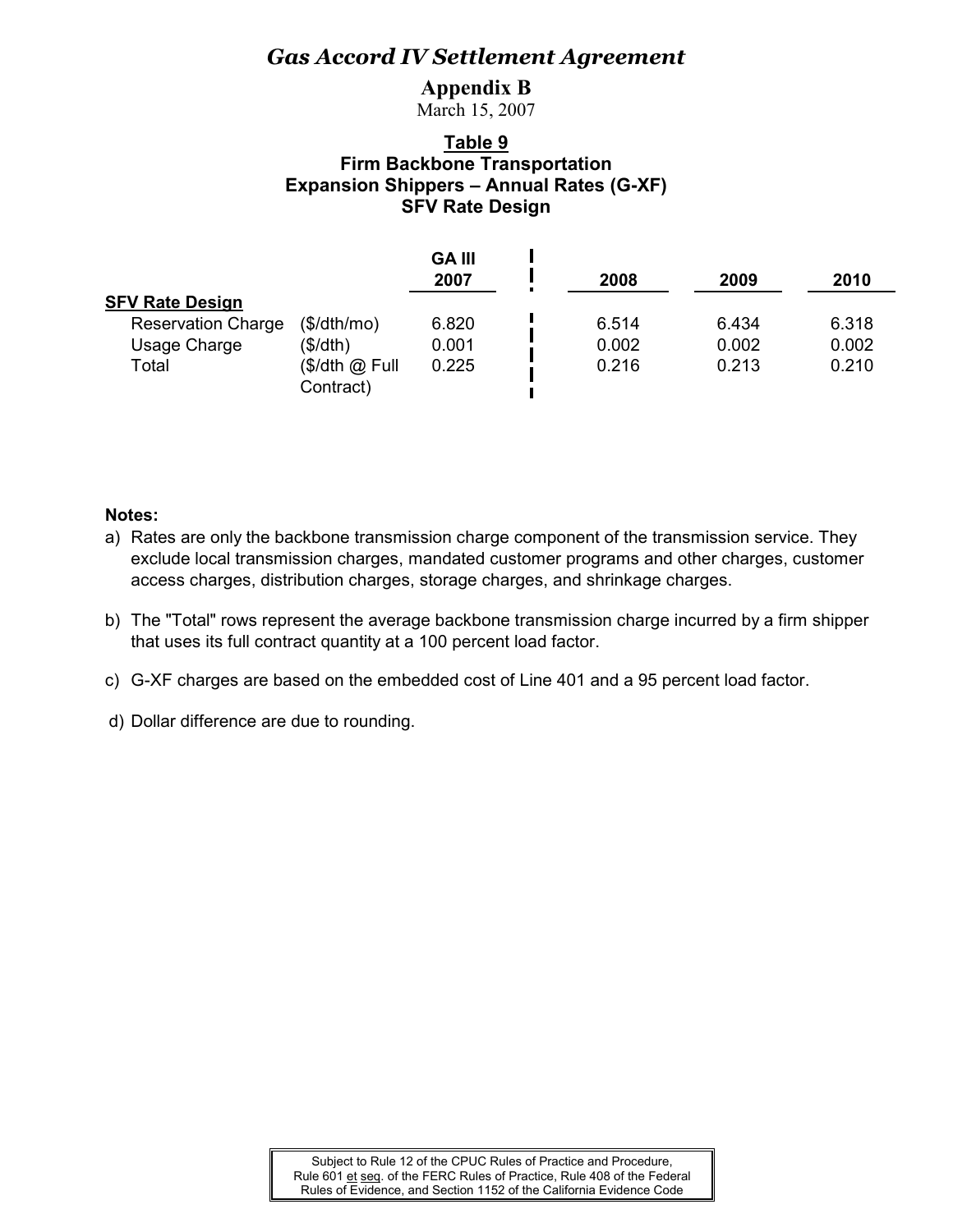# *Gas Accord IV Settlement Agreement*

**Appendix B**

March 15, 2007

**Table 9**

**Firm Backbone Transportation**

**Expansion Shippers – Annual Rates (G-XF)**

**SFV Rate Design**

| | | GA III 2007 | 2008 | 2009 | 2010 |
|---|---|---|---|---|---|
| **SFV Rate Design** | | | | | |
| Reservation Charge | ($/dth/mo) | 6.820 | 6.514 | 6.434 | 6.318 |
| Usage Charge | ($/dth) | 0.001 | 0.002 | 0.002 | 0.002 |
| Total | ($/dth @ Full Contract) | 0.225 | 0.216 | 0.213 | 0.210 |

**Notes:**

a) Rates are only the backbone transmission charge component of the transmission service. They exclude local transmission charges, mandated customer programs and other charges, customer access charges, distribution charges, storage charges, and shrinkage charges.

b) The "Total" rows represent the average backbone transmission charge incurred by a firm shipper that uses its full contract quantity at a 100 percent load factor.

c) G-XF charges are based on the embedded cost of Line 401 and a 95 percent load factor.

d) Dollar difference are due to rounding.

Subject to Rule 12 of the CPUC Rules of Practice and Procedure, Rule 601 et seq. of the FERC Rules of Practice, Rule 408 of the Federal Rules of Evidence, and Section 1152 of the California Evidence Code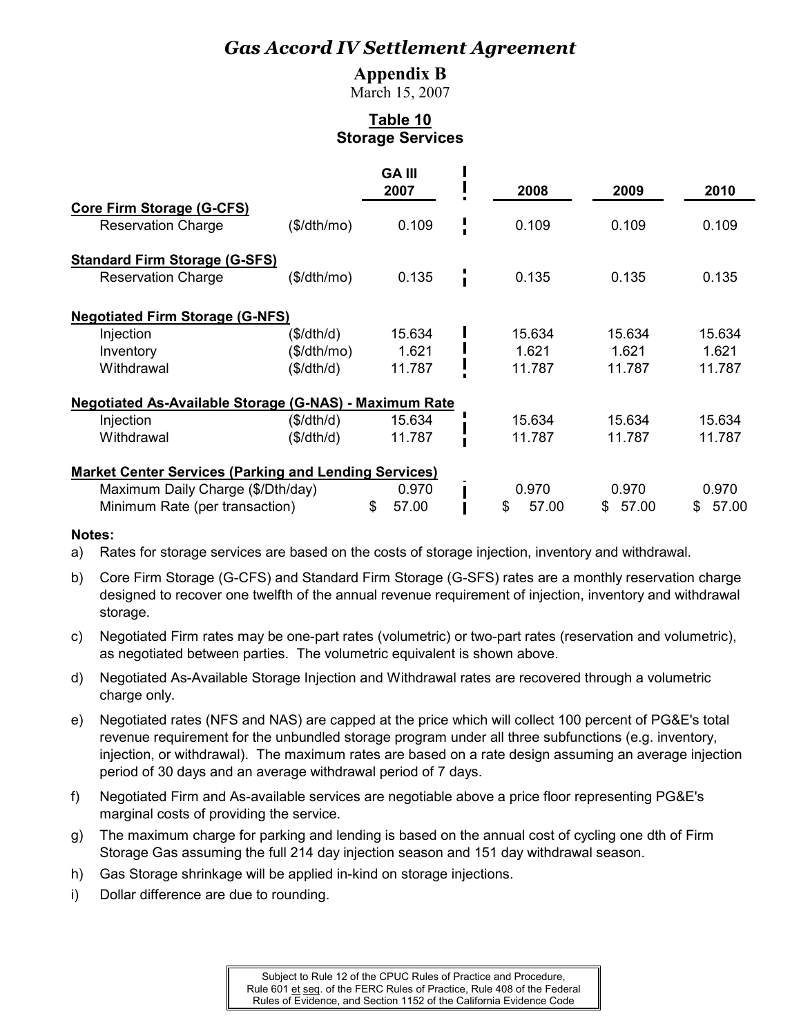# *Gas Accord IV Settlement Agreement*

## Appendix B

March 15, 2007

### Table 10
### Storage Services

| | | GA III 2007 | 2008 | 2009 | 2010 |
|---|---|---|---|---|---|
| **Core Firm Storage (G-CFS)** | | | | | |
| Reservation Charge | ($/dth/mo) | 0.109 | 0.109 | 0.109 | 0.109 |
| **Standard Firm Storage (G-SFS)** | | | | | |
| Reservation Charge | ($/dth/mo) | 0.135 | 0.135 | 0.135 | 0.135 |
| **Negotiated Firm Storage (G-NFS)** | | | | | |
| Injection | ($/dth/d) | 15.634 | 15.634 | 15.634 | 15.634 |
| Inventory | ($/dth/mo) | 1.621 | 1.621 | 1.621 | 1.621 |
| Withdrawal | ($/dth/d) | 11.787 | 11.787 | 11.787 | 11.787 |
| **Negotiated As-Available Storage (G-NAS) - Maximum Rate** | | | | | |
| Injection | ($/dth/d) | 15.634 | 15.634 | 15.634 | 15.634 |
| Withdrawal | ($/dth/d) | 11.787 | 11.787 | 11.787 | 11.787 |
| **Market Center Services (Parking and Lending Services)** | | | | | |
| Maximum Daily Charge ($/Dth/day) | | 0.970 | 0.970 | 0.970 | 0.970 |
| Minimum Rate (per transaction) | | $ 57.00 | $ 57.00 | $ 57.00 | $ 57.00 |

**Notes:**

a) Rates for storage services are based on the costs of storage injection, inventory and withdrawal.

b) Core Firm Storage (G-CFS) and Standard Firm Storage (G-SFS) rates are a monthly reservation charge designed to recover one twelfth of the annual revenue requirement of injection, inventory and withdrawal storage.

c) Negotiated Firm rates may be one-part rates (volumetric) or two-part rates (reservation and volumetric), as negotiated between parties. The volumetric equivalent is shown above.

d) Negotiated As-Available Storage Injection and Withdrawal rates are recovered through a volumetric charge only.

e) Negotiated rates (NFS and NAS) are capped at the price which will collect 100 percent of PG&E's total revenue requirement for the unbundled storage program under all three subfunctions (e.g. inventory, injection, or withdrawal). The maximum rates are based on a rate design assuming an average injection period of 30 days and an average withdrawal period of 7 days.

f) Negotiated Firm and As-available services are negotiable above a price floor representing PG&E's marginal costs of providing the service.

g) The maximum charge for parking and lending is based on the annual cost of cycling one dth of Firm Storage Gas assuming the full 214 day injection season and 151 day withdrawal season.

h) Gas Storage shrinkage will be applied in-kind on storage injections.

i) Dollar difference are due to rounding.

Subject to Rule 12 of the CPUC Rules of Practice and Procedure, Rule 601 et seq. of the FERC Rules of Practice, Rule 408 of the Federal Rules of Evidence, and Section 1152 of the California Evidence Code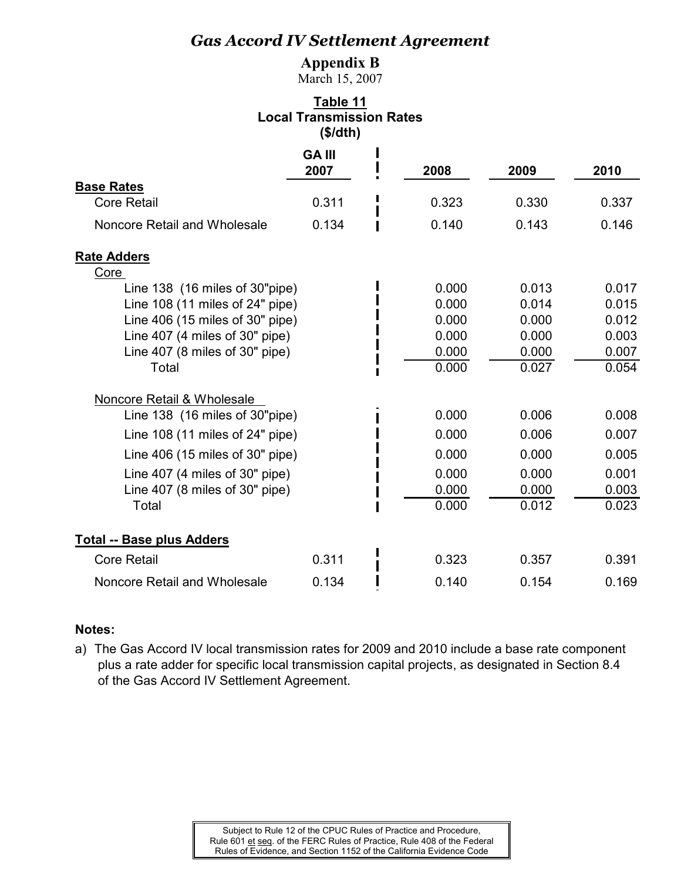# *Gas Accord IV Settlement Agreement*

**Appendix B**
March 15, 2007

**Table 11**
**Local Transmission Rates**
**($/dth)**

| | GA III 2007 | 2008 | 2009 | 2010 |
|---|---|---|---|---|
| **Base Rates** | | | | |
| Core Retail | 0.311 | 0.323 | 0.330 | 0.337 |
| Noncore Retail and Wholesale | 0.134 | 0.140 | 0.143 | 0.146 |
| **Rate Adders** | | | | |
| Core | | | | |
| Line 138 (16 miles of 30"pipe) | | 0.000 | 0.013 | 0.017 |
| Line 108 (11 miles of 24" pipe) | | 0.000 | 0.014 | 0.015 |
| Line 406 (15 miles of 30" pipe) | | 0.000 | 0.000 | 0.012 |
| Line 407 (4 miles of 30" pipe) | | 0.000 | 0.000 | 0.003 |
| Line 407 (8 miles of 30" pipe) | | 0.000 | 0.000 | 0.007 |
| Total | | 0.000 | 0.027 | 0.054 |
| Noncore Retail & Wholesale | | | | |
| Line 138 (16 miles of 30"pipe) | | 0.000 | 0.006 | 0.008 |
| Line 108 (11 miles of 24" pipe) | | 0.000 | 0.006 | 0.007 |
| Line 406 (15 miles of 30" pipe) | | 0.000 | 0.000 | 0.005 |
| Line 407 (4 miles of 30" pipe) | | 0.000 | 0.000 | 0.001 |
| Line 407 (8 miles of 30" pipe) | | 0.000 | 0.000 | 0.003 |
| Total | | 0.000 | 0.012 | 0.023 |
| **Total -- Base plus Adders** | | | | |
| Core Retail | 0.311 | 0.323 | 0.357 | 0.391 |
| Noncore Retail and Wholesale | 0.134 | 0.140 | 0.154 | 0.169 |

**Notes:**

a) The Gas Accord IV local transmission rates for 2009 and 2010 include a base rate component plus a rate adder for specific local transmission capital projects, as designated in Section 8.4 of the Gas Accord IV Settlement Agreement.

Subject to Rule 12 of the CPUC Rules of Practice and Procedure, Rule 601 et seq. of the FERC Rules of Practice, Rule 408 of the Federal Rules of Evidence, and Section 1152 of the California Evidence Code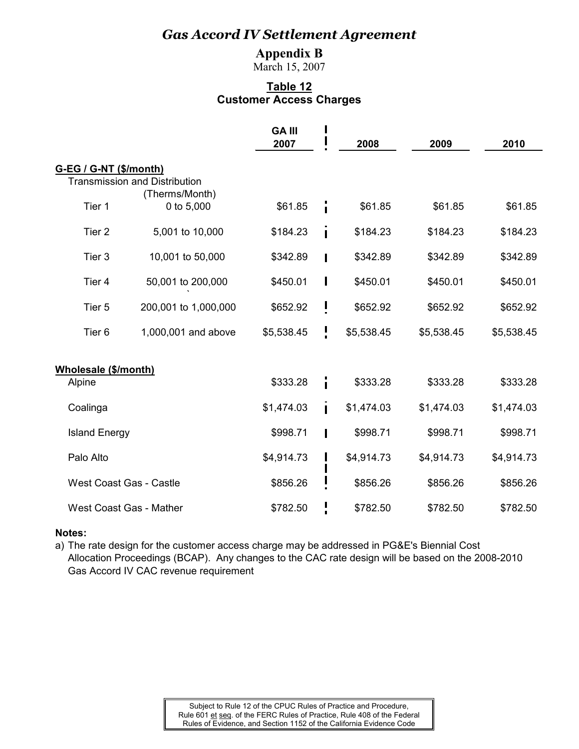# *Gas Accord IV Settlement Agreement*

## Appendix B

March 15, 2007

### Table 12
### Customer Access Charges

| | | GA III 2007 | 2008 | 2009 | 2010 |
|---|---|---|---|---|---|
| **G-EG / G-NT ($/month)** | | | | | |
| Transmission and Distribution | | | | | |
| | (Therms/Month) | | | | |
| Tier 1 | 0 to 5,000 | $61.85 | $61.85 | $61.85 | $61.85 |
| Tier 2 | 5,001 to 10,000 | $184.23 | $184.23 | $184.23 | $184.23 |
| Tier 3 | 10,001 to 50,000 | $342.89 | $342.89 | $342.89 | $342.89 |
| Tier 4 | 50,001 to 200,000 | $450.01 | $450.01 | $450.01 | $450.01 |
| Tier 5 | 200,001 to 1,000,000 | $652.92 | $652.92 | $652.92 | $652.92 |
| Tier 6 | 1,000,001 and above | $5,538.45 | $5,538.45 | $5,538.45 | $5,538.45 |
| **Wholesale ($/month)** | | | | | |
| Alpine | | $333.28 | $333.28 | $333.28 | $333.28 |
| Coalinga | | $1,474.03 | $1,474.03 | $1,474.03 | $1,474.03 |
| Island Energy | | $998.71 | $998.71 | $998.71 | $998.71 |
| Palo Alto | | $4,914.73 | $4,914.73 | $4,914.73 | $4,914.73 |
| West Coast Gas - Castle | | $856.26 | $856.26 | $856.26 | $856.26 |
| West Coast Gas - Mather | | $782.50 | $782.50 | $782.50 | $782.50 |

**Notes:**

a) The rate design for the customer access charge may be addressed in PG&E's Biennial Cost Allocation Proceedings (BCAP). Any changes to the CAC rate design will be based on the 2008-2010 Gas Accord IV CAC revenue requirement

Subject to Rule 12 of the CPUC Rules of Practice and Procedure, Rule 601 et seq. of the FERC Rules of Practice, Rule 408 of the Federal Rules of Evidence, and Section 1152 of the California Evidence Code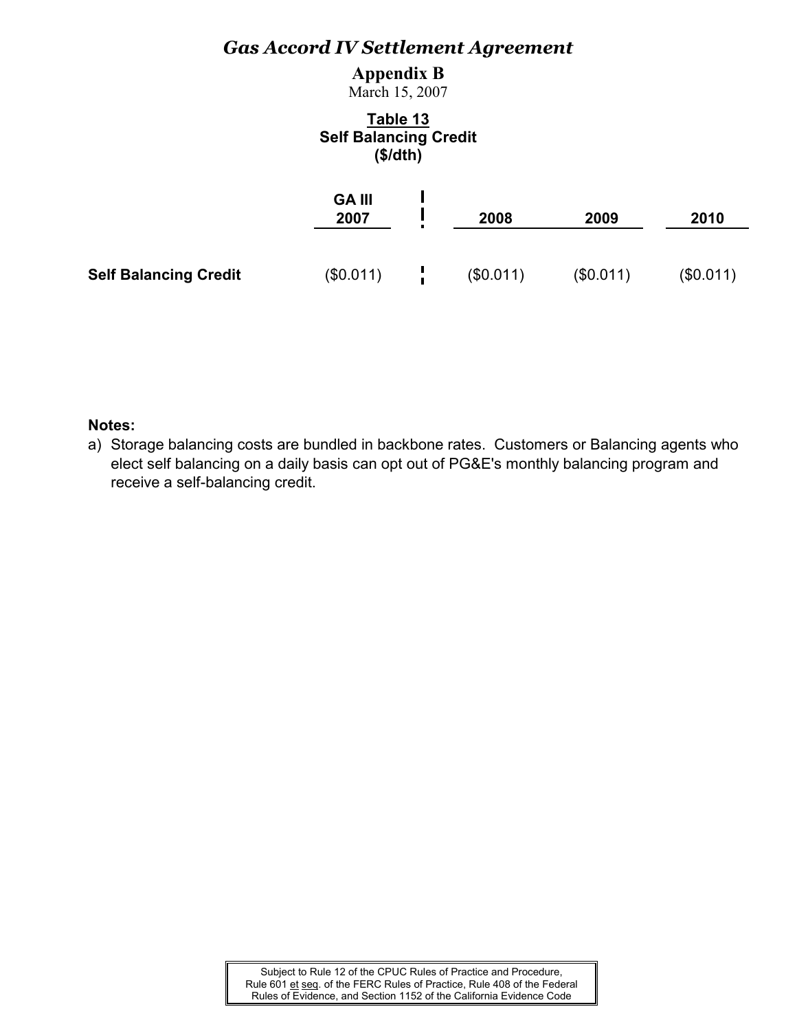# *Gas Accord IV Settlement Agreement*

**Appendix B**

March 15, 2007

**Table 13**
**Self Balancing Credit**
**($/dth)**

| | GA III 2007 | 2008 | 2009 | 2010 |
|---|---|---|---|---|
| **Self Balancing Credit** | ($0.011) | ($0.011) | ($0.011) | ($0.011) |

**Notes:**

a) Storage balancing costs are bundled in backbone rates. Customers or Balancing agents who elect self balancing on a daily basis can opt out of PG&E's monthly balancing program and receive a self-balancing credit.

Subject to Rule 12 of the CPUC Rules of Practice and Procedure, Rule 601 et seq. of the FERC Rules of Practice, Rule 408 of the Federal Rules of Evidence, and Section 1152 of the California Evidence Code